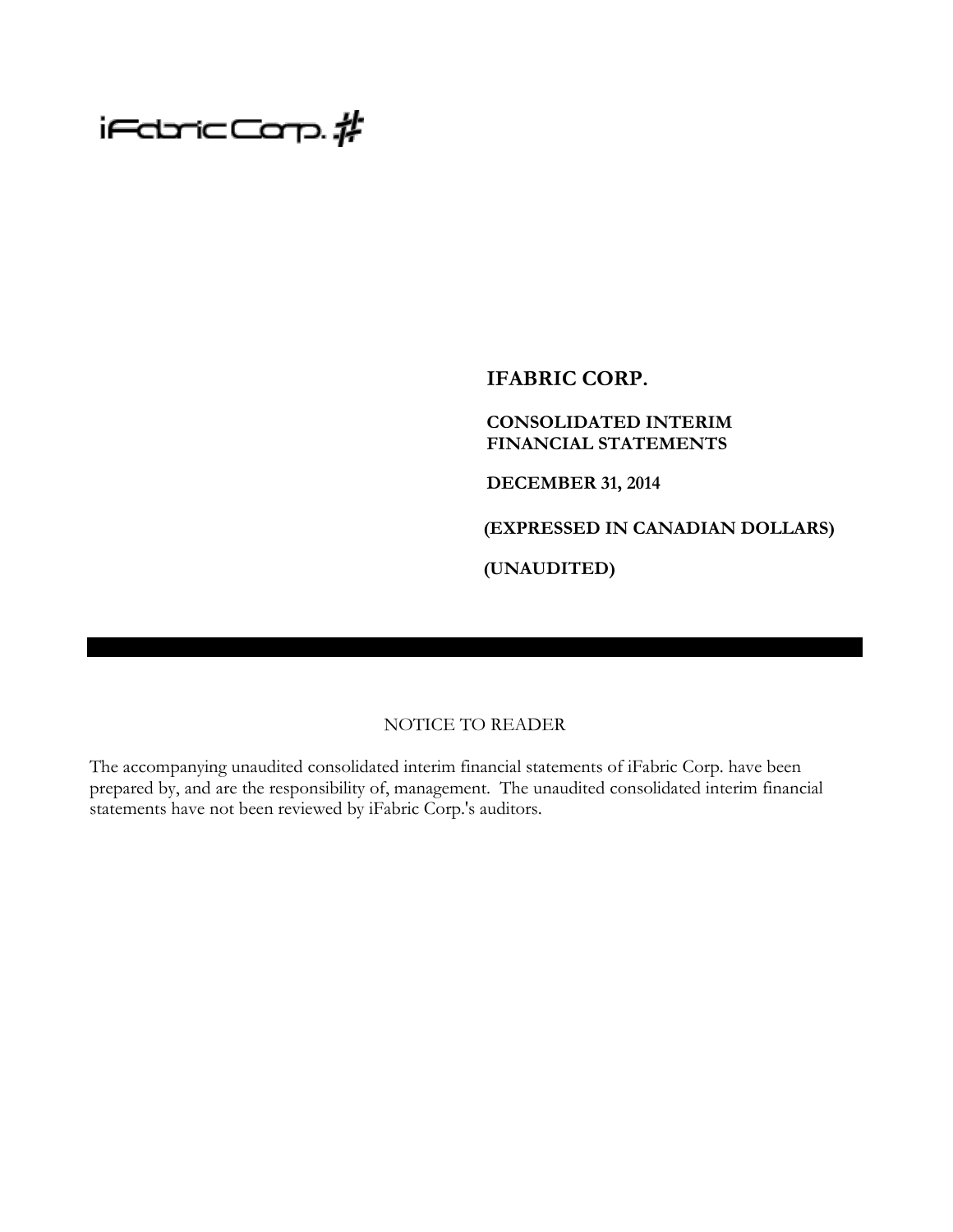iFabric Corp.

# IFABRIC CORP.

**CONSOLIDATED INTERIM FINANCIAL STATEMENTS**

**DECEMBER 31, 2014**

**(EXPRESSED IN CANADIAN DOLLARS)**

**(UNAUDITED)**

NOTICE TO READER

The accompanying unaudited consolidated interim financial statements of iFabric Corp. have been prepared by, and are the responsibility of, management. The unaudited consolidated interim financial statements have not been reviewed by iFabric Corp.'s auditors.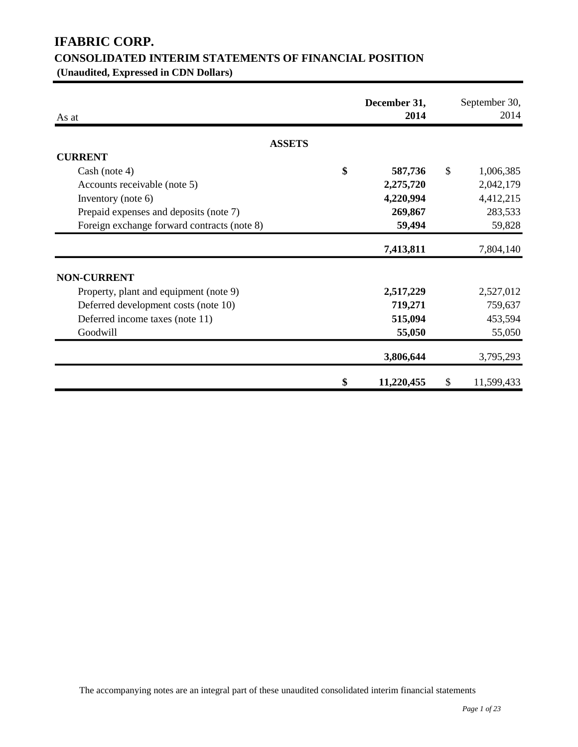# IFABRIC CORP.

## CONSOLIDATED INTERIM STATEMENTS OF FINANCIAL POSITION

**(Unaudited, Expressed in CDN Dollars)**

| As at | | **December 31, 2014** | | September 30, 2014 |
|---|---|---|---|---|
| **ASSETS** | | | | |
| **CURRENT** | | | | |
| Cash (note 4) | **$** | **587,736** | $ | 1,006,385 |
| Accounts receivable (note 5) | | **2,275,720** | | 2,042,179 |
| Inventory (note 6) | | **4,220,994** | | 4,412,215 |
| Prepaid expenses and deposits (note 7) | | **269,867** | | 283,533 |
| Foreign exchange forward contracts (note 8) | | **59,494** | | 59,828 |
| | | **7,413,811** | | 7,804,140 |
| **NON-CURRENT** | | | | |
| Property, plant and equipment (note 9) | | **2,517,229** | | 2,527,012 |
| Deferred development costs (note 10) | | **719,271** | | 759,637 |
| Deferred income taxes (note 11) | | **515,094** | | 453,594 |
| Goodwill | | **55,050** | | 55,050 |
| | | **3,806,644** | | 3,795,293 |
| | **$** | **11,220,455** | $ | 11,599,433 |

The accompanying notes are an integral part of these unaudited consolidated interim financial statements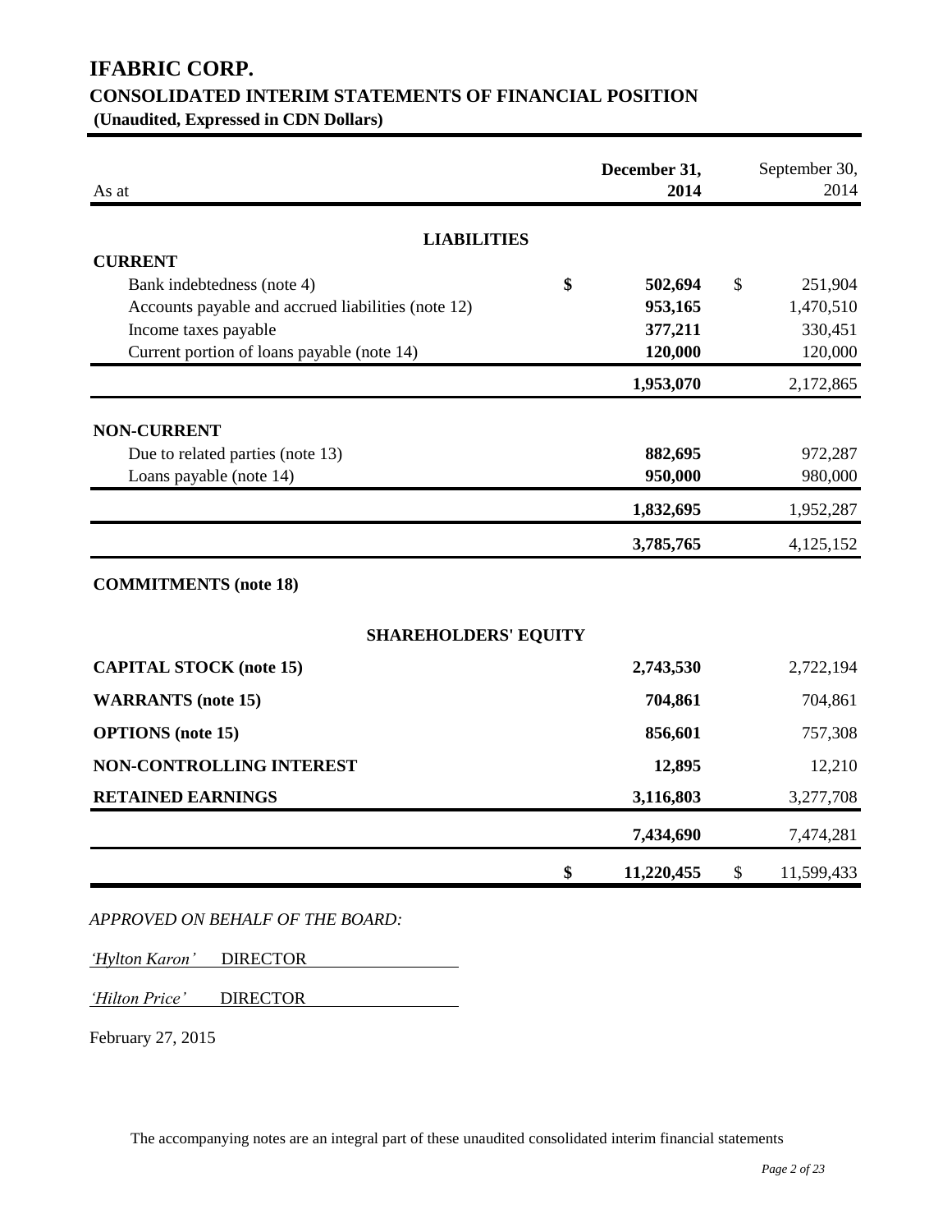# IFABRIC CORP.

## CONSOLIDATED INTERIM STATEMENTS OF FINANCIAL POSITION

**(Unaudited, Expressed in CDN Dollars)**

| As at | December 31, 2014 | September 30, 2014 |
|---|---|---|
| **LIABILITIES** | | |
| **CURRENT** | | |
| Bank indebtedness (note 4) | **$ 502,694** | $ 251,904 |
| Accounts payable and accrued liabilities (note 12) | **953,165** | 1,470,510 |
| Income taxes payable | **377,211** | 330,451 |
| Current portion of loans payable (note 14) | **120,000** | 120,000 |
| | **1,953,070** | 2,172,865 |
| **NON-CURRENT** | | |
| Due to related parties (note 13) | **882,695** | 972,287 |
| Loans payable (note 14) | **950,000** | 980,000 |
| | **1,832,695** | 1,952,287 |
| | **3,785,765** | 4,125,152 |
| **COMMITMENTS (note 18)** | | |
| **SHAREHOLDERS' EQUITY** | | |
| **CAPITAL STOCK (note 15)** | **2,743,530** | 2,722,194 |
| **WARRANTS (note 15)** | **704,861** | 704,861 |
| **OPTIONS (note 15)** | **856,601** | 757,308 |
| **NON-CONTROLLING INTEREST** | **12,895** | 12,210 |
| **RETAINED EARNINGS** | **3,116,803** | 3,277,708 |
| | **7,434,690** | 7,474,281 |
| | **$ 11,220,455** | $ 11,599,433 |

*APPROVED ON BEHALF OF THE BOARD:*

*'Hylton Karon'* DIRECTOR

*'Hilton Price'* DIRECTOR

February 27, 2015

The accompanying notes are an integral part of these unaudited consolidated interim financial statements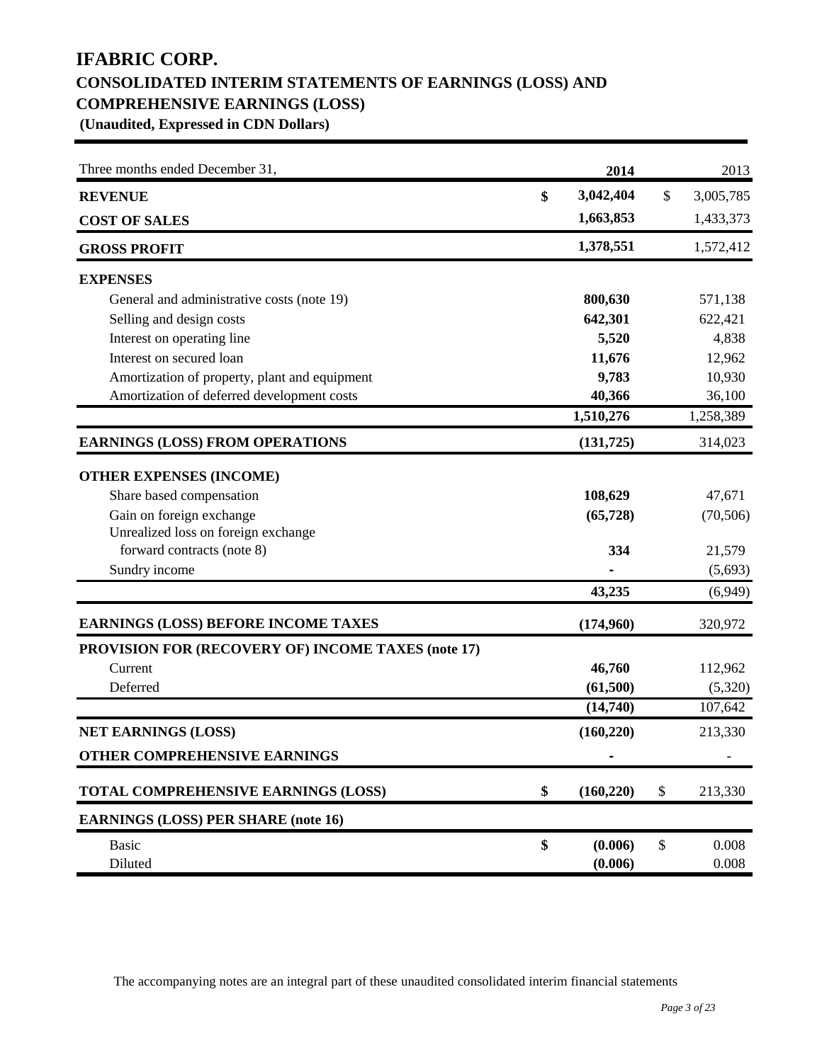# IFABRIC CORP.

## CONSOLIDATED INTERIM STATEMENTS OF EARNINGS (LOSS) AND COMPREHENSIVE EARNINGS (LOSS)

**(Unaudited, Expressed in CDN Dollars)**

| Three months ended December 31, | | 2014 | | 2013 |
|---|---|---|---|---|
| **REVENUE** | **$** | **3,042,404** | $ | 3,005,785 |
| **COST OF SALES** | | **1,663,853** | | 1,433,373 |
| **GROSS PROFIT** | | **1,378,551** | | 1,572,412 |
| **EXPENSES** | | | | |
| General and administrative costs (note 19) | | **800,630** | | 571,138 |
| Selling and design costs | | **642,301** | | 622,421 |
| Interest on operating line | | **5,520** | | 4,838 |
| Interest on secured loan | | **11,676** | | 12,962 |
| Amortization of property, plant and equipment | | **9,783** | | 10,930 |
| Amortization of deferred development costs | | **40,366** | | 36,100 |
| | | **1,510,276** | | 1,258,389 |
| **EARNINGS (LOSS) FROM OPERATIONS** | | **(131,725)** | | 314,023 |
| **OTHER EXPENSES (INCOME)** | | | | |
| Share based compensation | | **108,629** | | 47,671 |
| Gain on foreign exchange | | **(65,728)** | | (70,506) |
| Unrealized loss on foreign exchange forward contracts (note 8) | | **334** | | 21,579 |
| Sundry income | | **-** | | (5,693) |
| | | **43,235** | | (6,949) |
| **EARNINGS (LOSS) BEFORE INCOME TAXES** | | **(174,960)** | | 320,972 |
| **PROVISION FOR (RECOVERY OF) INCOME TAXES (note 17)** | | | | |
| Current | | **46,760** | | 112,962 |
| Deferred | | **(61,500)** | | (5,320) |
| | | **(14,740)** | | 107,642 |
| **NET EARNINGS (LOSS)** | | **(160,220)** | | 213,330 |
| **OTHER COMPREHENSIVE EARNINGS** | | **-** | | - |
| **TOTAL COMPREHENSIVE EARNINGS (LOSS)** | **$** | **(160,220)** | $ | 213,330 |
| **EARNINGS (LOSS) PER SHARE (note 16)** | | | | |
| Basic | **$** | **(0.006)** | $ | 0.008 |
| Diluted | | **(0.006)** | | 0.008 |

The accompanying notes are an integral part of these unaudited consolidated interim financial statements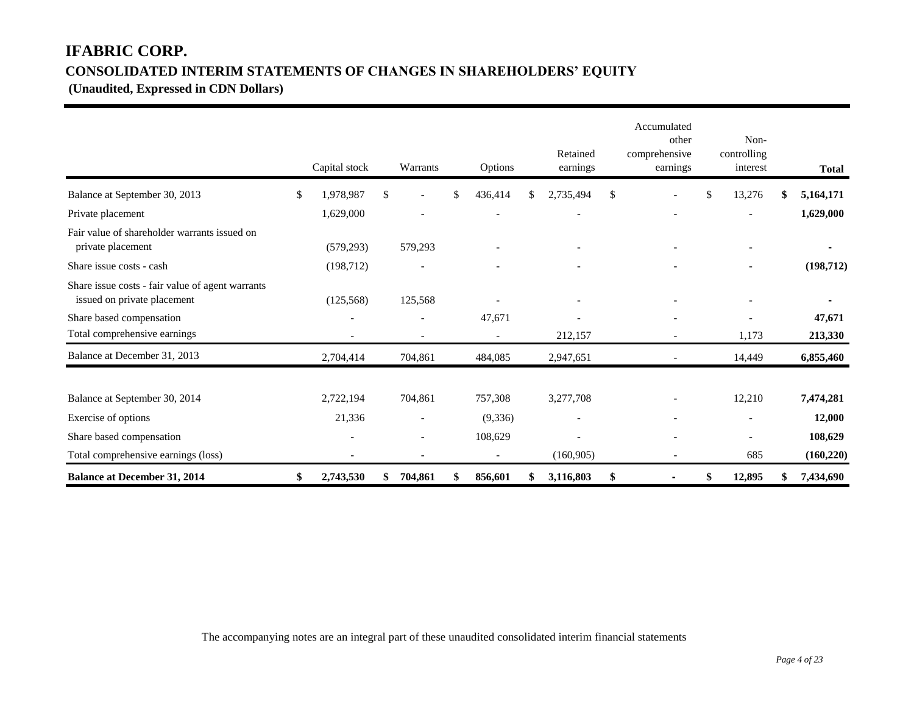# IFABRIC CORP.

## CONSOLIDATED INTERIM STATEMENTS OF CHANGES IN SHAREHOLDERS' EQUITY

**(Unaudited, Expressed in CDN Dollars)**

| | Capital stock | Warrants | Options | Retained earnings | Accumulated other comprehensive earnings | Non-controlling interest | **Total** |
|---|---|---|---|---|---|---|---|
| Balance at September 30, 2013 | $ 1,978,987 | $ - | $ 436,414 | $ 2,735,494 | $ - | $ 13,276 | **$ 5,164,171** |
| Private placement | 1,629,000 | - | - | - | - | - | **1,629,000** |
| Fair value of shareholder warrants issued on private placement | (579,293) | 579,293 | - | - | - | - | **-** |
| Share issue costs - cash | (198,712) | - | - | - | - | - | **(198,712)** |
| Share issue costs - fair value of agent warrants issued on private placement | (125,568) | 125,568 | - | - | - | - | **-** |
| Share based compensation | - | - | 47,671 | - | - | - | **47,671** |
| Total comprehensive earnings | - | - | - | 212,157 | - | 1,173 | **213,330** |
| Balance at December 31, 2013 | 2,704,414 | 704,861 | 484,085 | 2,947,651 | - | 14,449 | **6,855,460** |
| | | | | | | | |
| Balance at September 30, 2014 | 2,722,194 | 704,861 | 757,308 | 3,277,708 | - | 12,210 | **7,474,281** |
| Exercise of options | 21,336 | - | (9,336) | - | - | - | **12,000** |
| Share based compensation | - | - | 108,629 | - | - | - | **108,629** |
| Total comprehensive earnings (loss) | - | - | - | (160,905) | - | 685 | **(160,220)** |
| **Balance at December 31, 2014** | **$ 2,743,530** | **$ 704,861** | **$ 856,601** | **$ 3,116,803** | **$ -** | **$ 12,895** | **$ 7,434,690** |

The accompanying notes are an integral part of these unaudited consolidated interim financial statements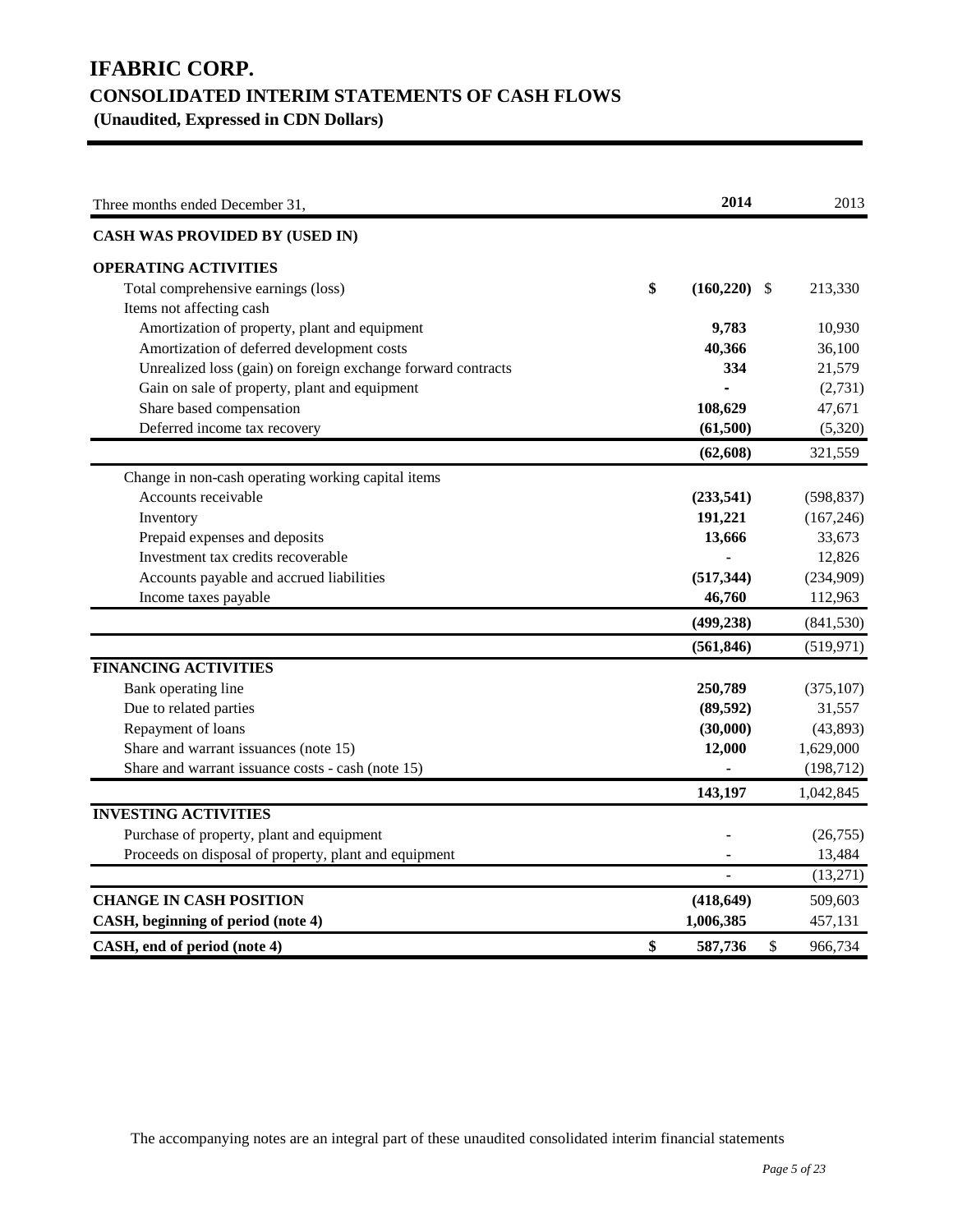# IFABRIC CORP.

## CONSOLIDATED INTERIM STATEMENTS OF CASH FLOWS

**(Unaudited, Expressed in CDN Dollars)**

| Three months ended December 31, | 2014 | 2013 |
|---|---|---|
| **CASH WAS PROVIDED BY (USED IN)** | | |
| **OPERATING ACTIVITIES** | | |
| Total comprehensive earnings (loss) | $ (160,220) | $ 213,330 |
| Items not affecting cash | | |
| Amortization of property, plant and equipment | 9,783 | 10,930 |
| Amortization of deferred development costs | 40,366 | 36,100 |
| Unrealized loss (gain) on foreign exchange forward contracts | 334 | 21,579 |
| Gain on sale of property, plant and equipment | - | (2,731) |
| Share based compensation | 108,629 | 47,671 |
| Deferred income tax recovery | (61,500) | (5,320) |
| | (62,608) | 321,559 |
| Change in non-cash operating working capital items | | |
| Accounts receivable | (233,541) | (598,837) |
| Inventory | 191,221 | (167,246) |
| Prepaid expenses and deposits | 13,666 | 33,673 |
| Investment tax credits recoverable | - | 12,826 |
| Accounts payable and accrued liabilities | (517,344) | (234,909) |
| Income taxes payable | 46,760 | 112,963 |
| | (499,238) | (841,530) |
| | (561,846) | (519,971) |
| **FINANCING ACTIVITIES** | | |
| Bank operating line | 250,789 | (375,107) |
| Due to related parties | (89,592) | 31,557 |
| Repayment of loans | (30,000) | (43,893) |
| Share and warrant issuances (note 15) | 12,000 | 1,629,000 |
| Share and warrant issuance costs - cash (note 15) | - | (198,712) |
| | 143,197 | 1,042,845 |
| **INVESTING ACTIVITIES** | | |
| Purchase of property, plant and equipment | - | (26,755) |
| Proceeds on disposal of property, plant and equipment | - | 13,484 |
| | - | (13,271) |
| **CHANGE IN CASH POSITION** | (418,649) | 509,603 |
| **CASH, beginning of period (note 4)** | 1,006,385 | 457,131 |
| **CASH, end of period (note 4)** | $ 587,736 | $ 966,734 |

The accompanying notes are an integral part of these unaudited consolidated interim financial statements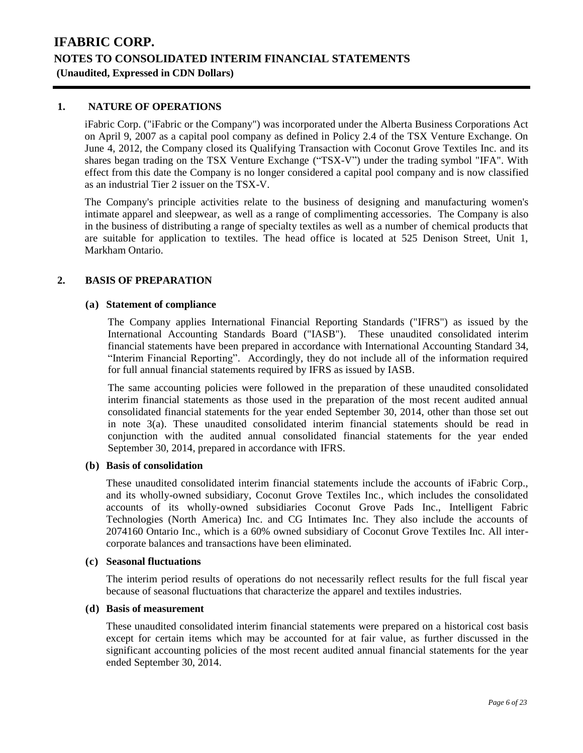# IFABRIC CORP.

## NOTES TO CONSOLIDATED INTERIM FINANCIAL STATEMENTS

**(Unaudited, Expressed in CDN Dollars)**

### 1. NATURE OF OPERATIONS

iFabric Corp. ("iFabric or the Company") was incorporated under the Alberta Business Corporations Act on April 9, 2007 as a capital pool company as defined in Policy 2.4 of the TSX Venture Exchange. On June 4, 2012, the Company closed its Qualifying Transaction with Coconut Grove Textiles Inc. and its shares began trading on the TSX Venture Exchange ("TSX-V") under the trading symbol "IFA". With effect from this date the Company is no longer considered a capital pool company and is now classified as an industrial Tier 2 issuer on the TSX-V.

The Company's principle activities relate to the business of designing and manufacturing women's intimate apparel and sleepwear, as well as a range of complimenting accessories. The Company is also in the business of distributing a range of specialty textiles as well as a number of chemical products that are suitable for application to textiles. The head office is located at 525 Denison Street, Unit 1, Markham Ontario.

### 2. BASIS OF PREPARATION

#### (a) Statement of compliance

The Company applies International Financial Reporting Standards ("IFRS") as issued by the International Accounting Standards Board ("IASB"). These unaudited consolidated interim financial statements have been prepared in accordance with International Accounting Standard 34, "Interim Financial Reporting". Accordingly, they do not include all of the information required for full annual financial statements required by IFRS as issued by IASB.

The same accounting policies were followed in the preparation of these unaudited consolidated interim financial statements as those used in the preparation of the most recent audited annual consolidated financial statements for the year ended September 30, 2014, other than those set out in note 3(a). These unaudited consolidated interim financial statements should be read in conjunction with the audited annual consolidated financial statements for the year ended September 30, 2014, prepared in accordance with IFRS.

#### (b) Basis of consolidation

These unaudited consolidated interim financial statements include the accounts of iFabric Corp., and its wholly-owned subsidiary, Coconut Grove Textiles Inc., which includes the consolidated accounts of its wholly-owned subsidiaries Coconut Grove Pads Inc., Intelligent Fabric Technologies (North America) Inc. and CG Intimates Inc. They also include the accounts of 2074160 Ontario Inc., which is a 60% owned subsidiary of Coconut Grove Textiles Inc. All inter-corporate balances and transactions have been eliminated.

#### (c) Seasonal fluctuations

The interim period results of operations do not necessarily reflect results for the full fiscal year because of seasonal fluctuations that characterize the apparel and textiles industries.

#### (d) Basis of measurement

These unaudited consolidated interim financial statements were prepared on a historical cost basis except for certain items which may be accounted for at fair value, as further discussed in the significant accounting policies of the most recent audited annual financial statements for the year ended September 30, 2014.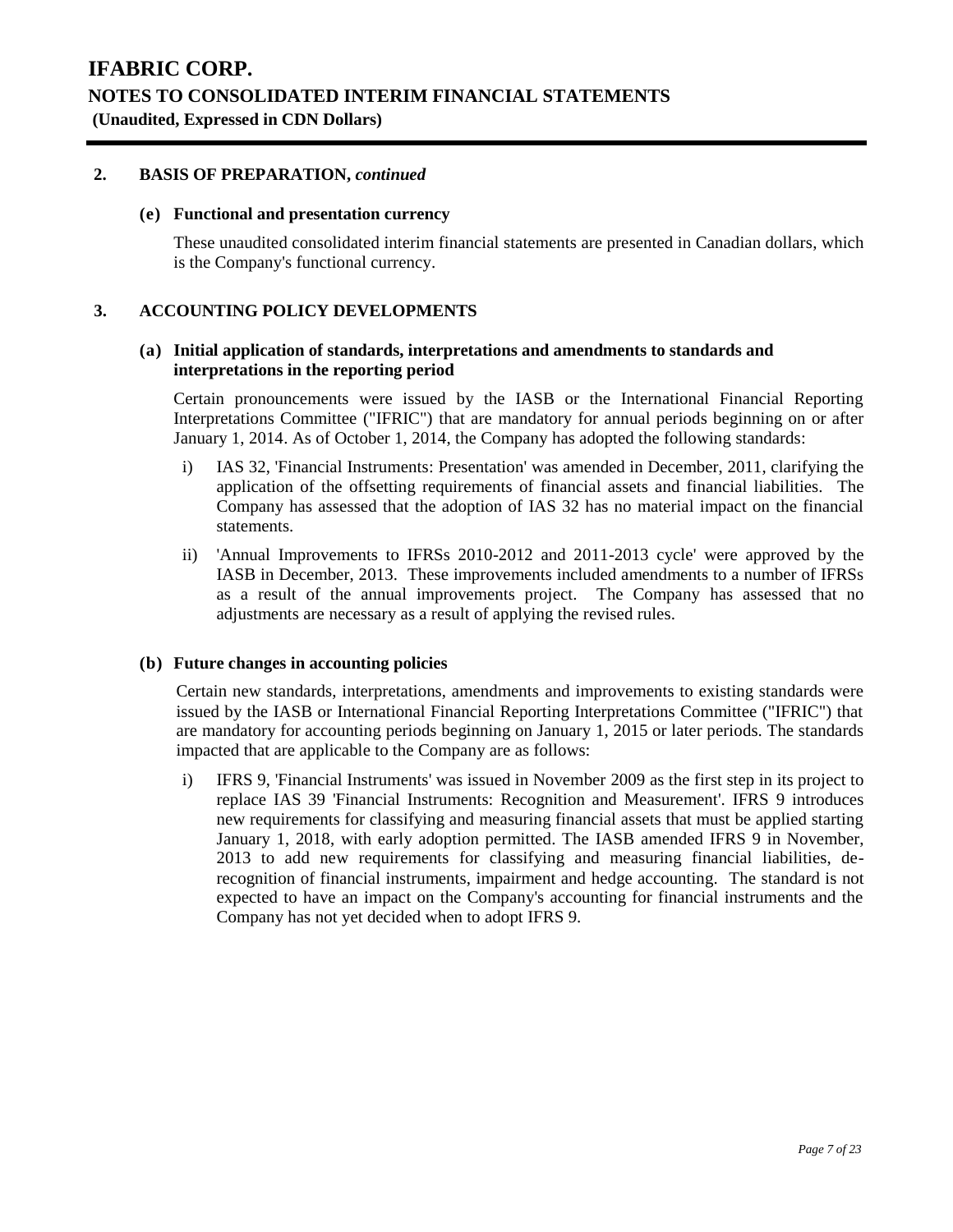## 2. BASIS OF PREPARATION, *continued*

### (e) Functional and presentation currency

These unaudited consolidated interim financial statements are presented in Canadian dollars, which is the Company's functional currency.

## 3. ACCOUNTING POLICY DEVELOPMENTS

### (a) Initial application of standards, interpretations and amendments to standards and interpretations in the reporting period

Certain pronouncements were issued by the IASB or the International Financial Reporting Interpretations Committee ("IFRIC") that are mandatory for annual periods beginning on or after January 1, 2014. As of October 1, 2014, the Company has adopted the following standards:

i) IAS 32, 'Financial Instruments: Presentation' was amended in December, 2011, clarifying the application of the offsetting requirements of financial assets and financial liabilities. The Company has assessed that the adoption of IAS 32 has no material impact on the financial statements.

ii) 'Annual Improvements to IFRSs 2010-2012 and 2011-2013 cycle' were approved by the IASB in December, 2013. These improvements included amendments to a number of IFRSs as a result of the annual improvements project. The Company has assessed that no adjustments are necessary as a result of applying the revised rules.

### (b) Future changes in accounting policies

Certain new standards, interpretations, amendments and improvements to existing standards were issued by the IASB or International Financial Reporting Interpretations Committee ("IFRIC") that are mandatory for accounting periods beginning on January 1, 2015 or later periods. The standards impacted that are applicable to the Company are as follows:

i) IFRS 9, 'Financial Instruments' was issued in November 2009 as the first step in its project to replace IAS 39 'Financial Instruments: Recognition and Measurement'. IFRS 9 introduces new requirements for classifying and measuring financial assets that must be applied starting January 1, 2018, with early adoption permitted. The IASB amended IFRS 9 in November, 2013 to add new requirements for classifying and measuring financial liabilities, de-recognition of financial instruments, impairment and hedge accounting. The standard is not expected to have an impact on the Company's accounting for financial instruments and the Company has not yet decided when to adopt IFRS 9.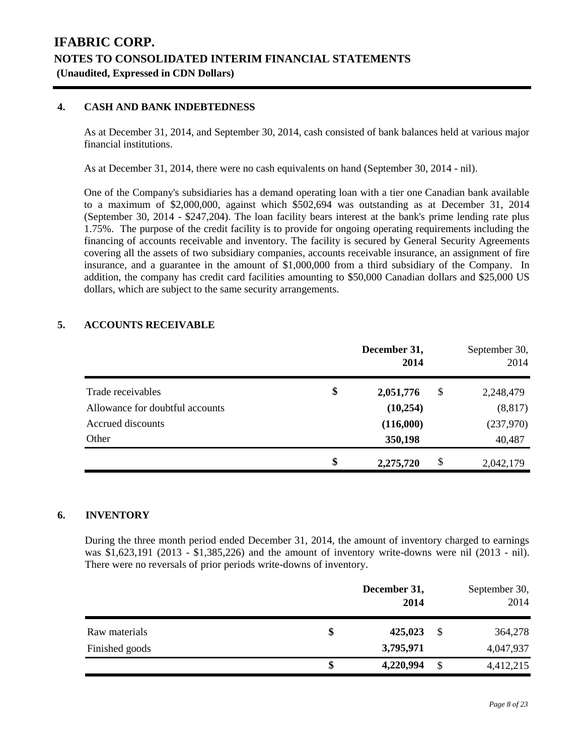# IFABRIC CORP.

## NOTES TO CONSOLIDATED INTERIM FINANCIAL STATEMENTS

**(Unaudited, Expressed in CDN Dollars)**

### 4. CASH AND BANK INDEBTEDNESS

As at December 31, 2014, and September 30, 2014, cash consisted of bank balances held at various major financial institutions.

As at December 31, 2014, there were no cash equivalents on hand (September 30, 2014 - nil).

One of the Company's subsidiaries has a demand operating loan with a tier one Canadian bank available to a maximum of $2,000,000, against which $502,694 was outstanding as at December 31, 2014 (September 30, 2014 - $247,204). The loan facility bears interest at the bank's prime lending rate plus 1.75%. The purpose of the credit facility is to provide for ongoing operating requirements including the financing of accounts receivable and inventory. The facility is secured by General Security Agreements covering all the assets of two subsidiary companies, accounts receivable insurance, an assignment of fire insurance, and a guarantee in the amount of $1,000,000 from a third subsidiary of the Company. In addition, the company has credit card facilities amounting to $50,000 Canadian dollars and $25,000 US dollars, which are subject to the same security arrangements.

### 5. ACCOUNTS RECEIVABLE

| | **December 31, 2014** | September 30, 2014 |
|---|---|---|
| Trade receivables | **$ 2,051,776** | $ 2,248,479 |
| Allowance for doubtful accounts | **(10,254)** | (8,817) |
| Accrued discounts | **(116,000)** | (237,970) |
| Other | **350,198** | 40,487 |
| | **$ 2,275,720** | $ 2,042,179 |

### 6. INVENTORY

During the three month period ended December 31, 2014, the amount of inventory charged to earnings was $1,623,191 (2013 - $1,385,226) and the amount of inventory write-downs were nil (2013 - nil). There were no reversals of prior periods write-downs of inventory.

| | **December 31, 2014** | September 30, 2014 |
|---|---|---|
| Raw materials | **$ 425,023** | $ 364,278 |
| Finished goods | **3,795,971** | 4,047,937 |
| | **$ 4,220,994** | $ 4,412,215 |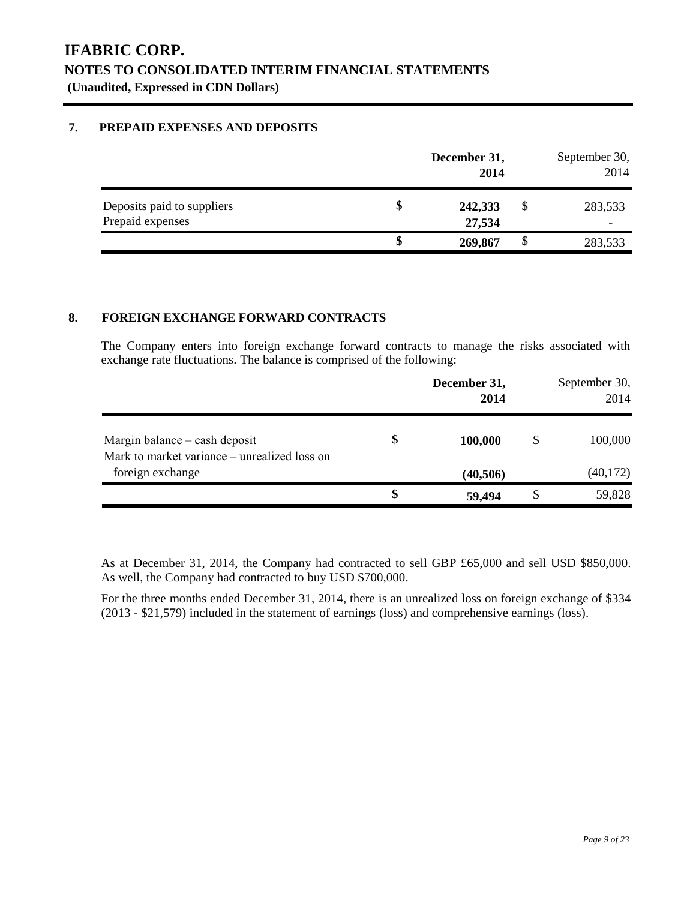# IFABRIC CORP.

## NOTES TO CONSOLIDATED INTERIM FINANCIAL STATEMENTS

**(Unaudited, Expressed in CDN Dollars)**

### 7. PREPAID EXPENSES AND DEPOSITS

| | December 31, 2014 | September 30, 2014 |
|---|---|---|
| Deposits paid to suppliers | $ 242,333 | $ 283,533 |
| Prepaid expenses | 27,534 | - |
| | $ 269,867 | $ 283,533 |

### 8. FOREIGN EXCHANGE FORWARD CONTRACTS

The Company enters into foreign exchange forward contracts to manage the risks associated with exchange rate fluctuations. The balance is comprised of the following:

| | December 31, 2014 | September 30, 2014 |
|---|---|---|
| Margin balance – cash deposit | $ 100,000 | $ 100,000 |
| Mark to market variance – unrealized loss on foreign exchange | (40,506) | (40,172) |
| | $ 59,494 | $ 59,828 |

As at December 31, 2014, the Company had contracted to sell GBP £65,000 and sell USD $850,000. As well, the Company had contracted to buy USD $700,000.

For the three months ended December 31, 2014, there is an unrealized loss on foreign exchange of $334 (2013 - $21,579) included in the statement of earnings (loss) and comprehensive earnings (loss).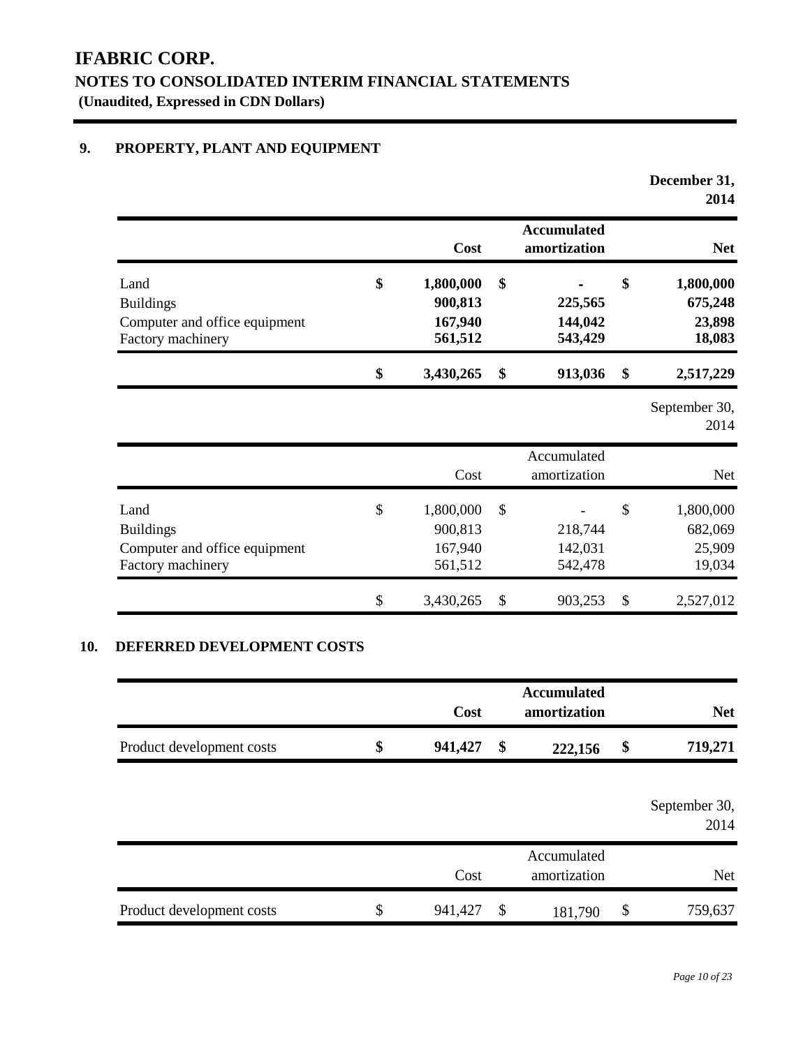# IFABRIC CORP.

## NOTES TO CONSOLIDATED INTERIM FINANCIAL STATEMENTS

**(Unaudited, Expressed in CDN Dollars)**

### 9. PROPERTY, PLANT AND EQUIPMENT

**December 31, 2014**

| | Cost | Accumulated amortization | Net |
|---|---|---|---|
| Land | $ 1,800,000 | $ - | $ 1,800,000 |
| Buildings | 900,813 | 225,565 | 675,248 |
| Computer and office equipment | 167,940 | 144,042 | 23,898 |
| Factory machinery | 561,512 | 543,429 | 18,083 |
| | $ 3,430,265 | $ 913,036 | $ 2,517,229 |

September 30, 2014

| | Cost | Accumulated amortization | Net |
|---|---|---|---|
| Land | $ 1,800,000 | $ - | $ 1,800,000 |
| Buildings | 900,813 | 218,744 | 682,069 |
| Computer and office equipment | 167,940 | 142,031 | 25,909 |
| Factory machinery | 561,512 | 542,478 | 19,034 |
| | $ 3,430,265 | $ 903,253 | $ 2,527,012 |

### 10. DEFERRED DEVELOPMENT COSTS

| | Cost | Accumulated amortization | Net |
|---|---|---|---|
| Product development costs | $ 941,427 | $ 222,156 | $ 719,271 |

September 30, 2014

| | Cost | Accumulated amortization | Net |
|---|---|---|---|
| Product development costs | $ 941,427 | $ 181,790 | $ 759,637 |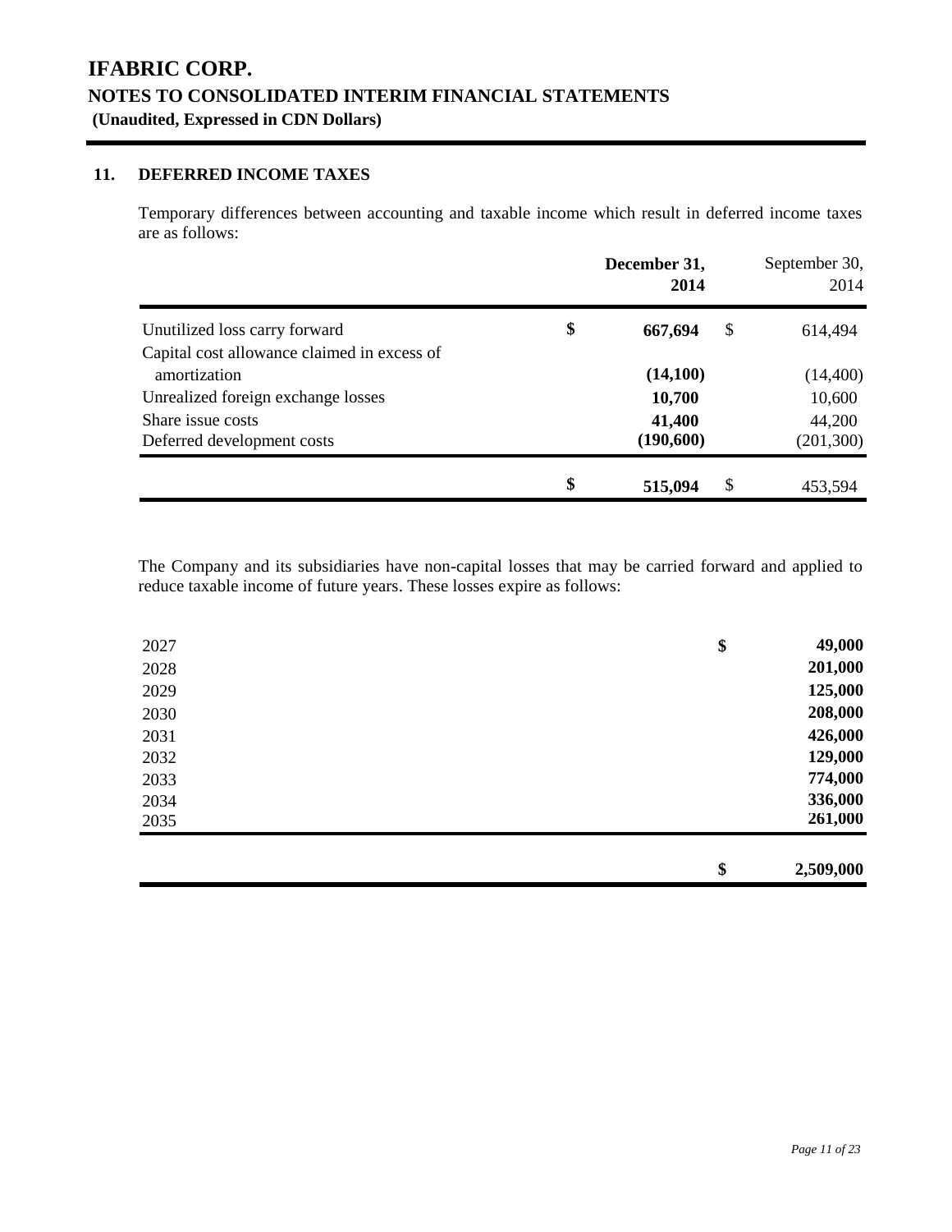# IFABRIC CORP.
## NOTES TO CONSOLIDATED INTERIM FINANCIAL STATEMENTS
**(Unaudited, Expressed in CDN Dollars)**

### 11. DEFERRED INCOME TAXES

Temporary differences between accounting and taxable income which result in deferred income taxes are as follows:

| | **December 31, 2014** | September 30, 2014 |
|---|---|---|
| Unutilized loss carry forward | **$ 667,694** | $ 614,494 |
| Capital cost allowance claimed in excess of amortization | **(14,100)** | (14,400) |
| Unrealized foreign exchange losses | **10,700** | 10,600 |
| Share issue costs | **41,400** | 44,200 |
| Deferred development costs | **(190,600)** | (201,300) |
| | **$ 515,094** | $ 453,594 |

The Company and its subsidiaries have non-capital losses that may be carried forward and applied to reduce taxable income of future years. These losses expire as follows:

| | |
|---|---|
| 2027 | **$ 49,000** |
| 2028 | **201,000** |
| 2029 | **125,000** |
| 2030 | **208,000** |
| 2031 | **426,000** |
| 2032 | **129,000** |
| 2033 | **774,000** |
| 2034 | **336,000** |
| 2035 | **261,000** |
| | **$ 2,509,000** |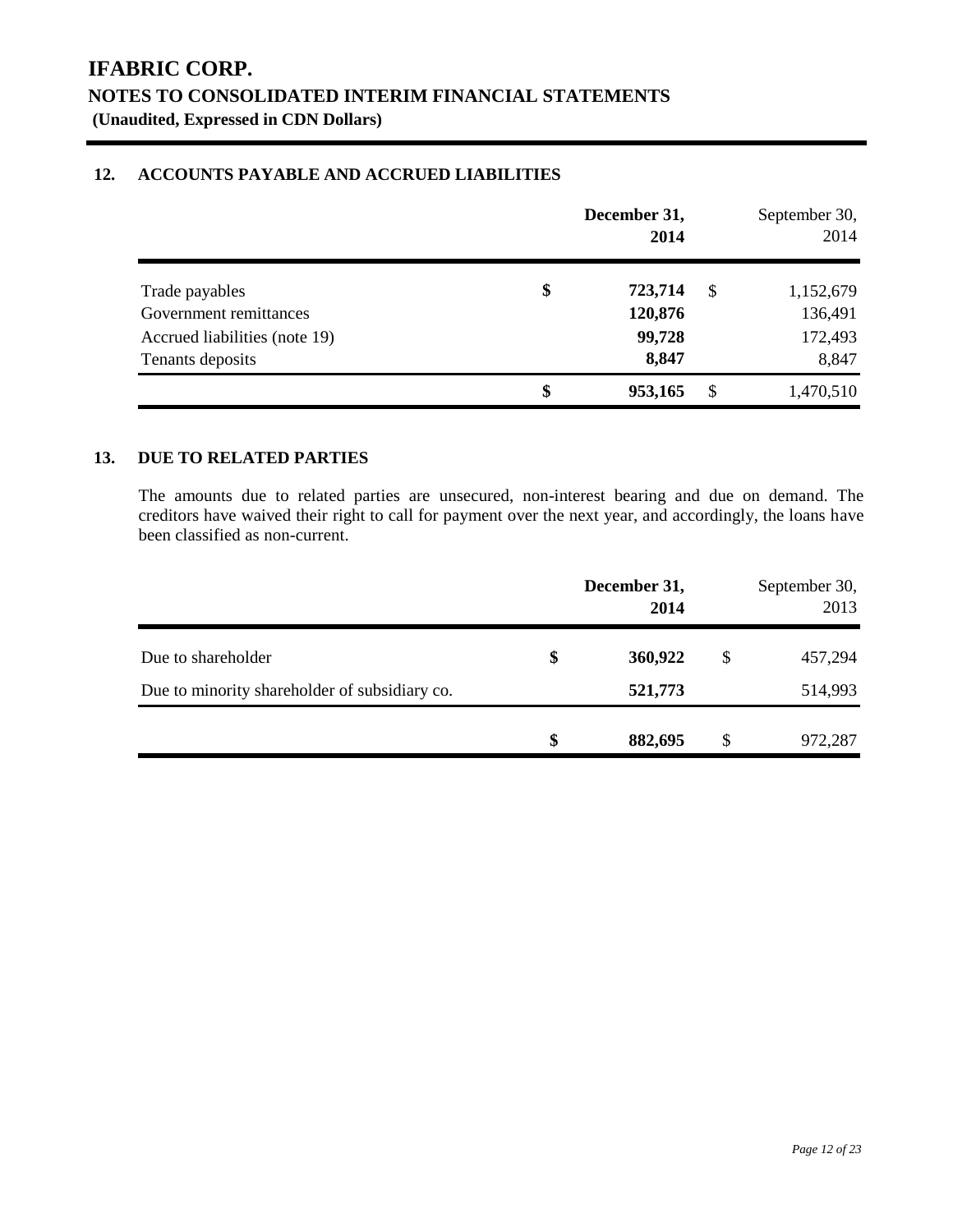# IFABRIC CORP.
## NOTES TO CONSOLIDATED INTERIM FINANCIAL STATEMENTS
**(Unaudited, Expressed in CDN Dollars)**

### 12. ACCOUNTS PAYABLE AND ACCRUED LIABILITIES

| | **December 31, 2014** | September 30, 2014 |
|---|---|---|
| Trade payables | **$ 723,714** | $ 1,152,679 |
| Government remittances | **120,876** | 136,491 |
| Accrued liabilities (note 19) | **99,728** | 172,493 |
| Tenants deposits | **8,847** | 8,847 |
| | **$ 953,165** | $ 1,470,510 |

### 13. DUE TO RELATED PARTIES

The amounts due to related parties are unsecured, non-interest bearing and due on demand. The creditors have waived their right to call for payment over the next year, and accordingly, the loans have been classified as non-current.

| | **December 31, 2014** | September 30, 2013 |
|---|---|---|
| Due to shareholder | **$ 360,922** | $ 457,294 |
| Due to minority shareholder of subsidiary co. | **521,773** | 514,993 |
| | **$ 882,695** | $ 972,287 |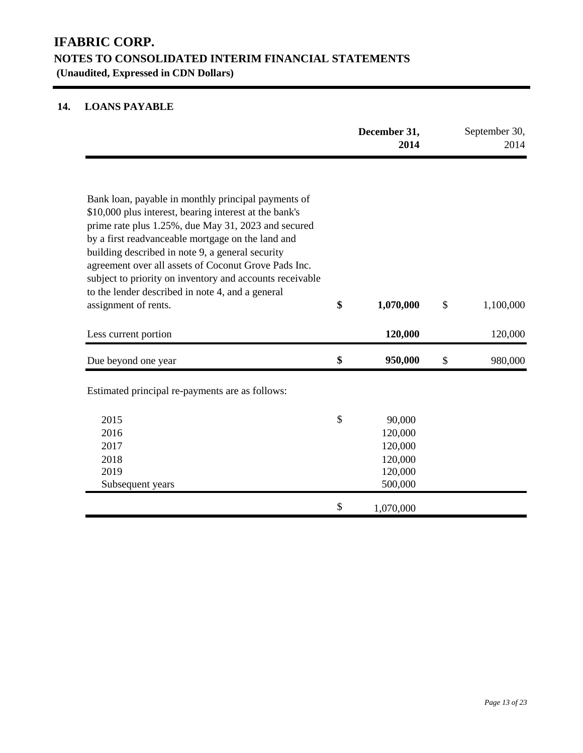# IFABRIC CORP.

## NOTES TO CONSOLIDATED INTERIM FINANCIAL STATEMENTS

**(Unaudited, Expressed in CDN Dollars)**

### 14. LOANS PAYABLE

| | **December 31, 2014** | September 30, 2014 |
|---|---|---|
| Bank loan, payable in monthly principal payments of \$10,000 plus interest, bearing interest at the bank's prime rate plus 1.25%, due May 31, 2023 and secured by a first readvanceable mortgage on the land and building described in note 9, a general security agreement over all assets of Coconut Grove Pads Inc. subject to priority on inventory and accounts receivable to the lender described in note 4, and a general assignment of rents. | **\$ 1,070,000** | \$ 1,100,000 |
| Less current portion | **120,000** | 120,000 |
| Due beyond one year | **\$ 950,000** | \$ 980,000 |

Estimated principal re-payments are as follows:

| | |
|---|---|
| 2015 | \$ 90,000 |
| 2016 | 120,000 |
| 2017 | 120,000 |
| 2018 | 120,000 |
| 2019 | 120,000 |
| Subsequent years | 500,000 |
| | \$ 1,070,000 |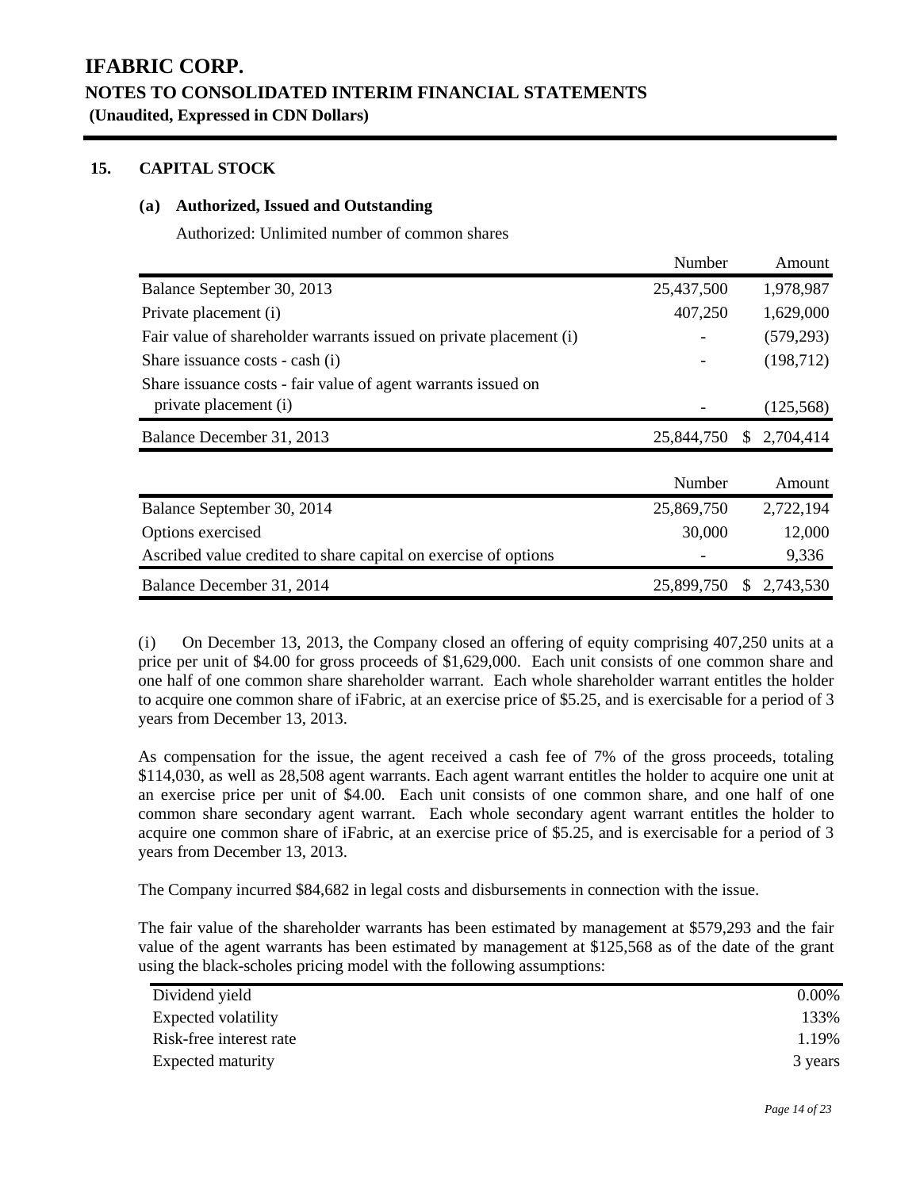## 15. CAPITAL STOCK

### (a) Authorized, Issued and Outstanding

Authorized: Unlimited number of common shares

| | Number | Amount |
|---|---|---|
| Balance September 30, 2013 | 25,437,500 | 1,978,987 |
| Private placement (i) | 407,250 | 1,629,000 |
| Fair value of shareholder warrants issued on private placement (i) | - | (579,293) |
| Share issuance costs - cash (i) | - | (198,712) |
| Share issuance costs - fair value of agent warrants issued on private placement (i) | - | (125,568) |
| Balance December 31, 2013 | 25,844,750 | $ 2,704,414 |

| | Number | Amount |
|---|---|---|
| Balance September 30, 2014 | 25,869,750 | 2,722,194 |
| Options exercised | 30,000 | 12,000 |
| Ascribed value credited to share capital on exercise of options | - | 9,336 |
| Balance December 31, 2014 | 25,899,750 | $ 2,743,530 |

(i) On December 13, 2013, the Company closed an offering of equity comprising 407,250 units at a price per unit of $4.00 for gross proceeds of $1,629,000. Each unit consists of one common share and one half of one common share shareholder warrant. Each whole shareholder warrant entitles the holder to acquire one common share of iFabric, at an exercise price of $5.25, and is exercisable for a period of 3 years from December 13, 2013.

As compensation for the issue, the agent received a cash fee of 7% of the gross proceeds, totaling $114,030, as well as 28,508 agent warrants. Each agent warrant entitles the holder to acquire one unit at an exercise price per unit of $4.00. Each unit consists of one common share, and one half of one common share secondary agent warrant. Each whole secondary agent warrant entitles the holder to acquire one common share of iFabric, at an exercise price of $5.25, and is exercisable for a period of 3 years from December 13, 2013.

The Company incurred $84,682 in legal costs and disbursements in connection with the issue.

The fair value of the shareholder warrants has been estimated by management at $579,293 and the fair value of the agent warrants has been estimated by management at $125,568 as of the date of the grant using the black-scholes pricing model with the following assumptions:

| | |
|---|---|
| Dividend yield | 0.00% |
| Expected volatility | 133% |
| Risk-free interest rate | 1.19% |
| Expected maturity | 3 years |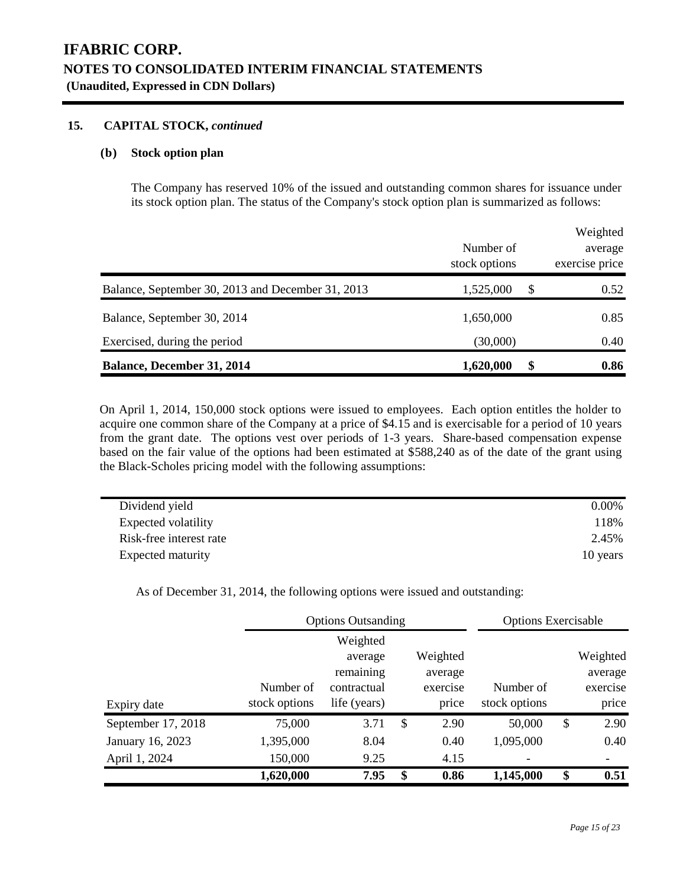# IFABRIC CORP.
## NOTES TO CONSOLIDATED INTERIM FINANCIAL STATEMENTS
**(Unaudited, Expressed in CDN Dollars)**

### 15. CAPITAL STOCK, *continued*

#### (b) Stock option plan

The Company has reserved 10% of the issued and outstanding common shares for issuance under its stock option plan. The status of the Company's stock option plan is summarized as follows:

| | Number of stock options | | Weighted average exercise price |
|---|---|---|---|
| Balance, September 30, 2013 and December 31, 2013 | 1,525,000 | $ | 0.52 |
| Balance, September 30, 2014 | 1,650,000 | | 0.85 |
| Exercised, during the period | (30,000) | | 0.40 |
| **Balance, December 31, 2014** | **1,620,000** | **$** | **0.86** |

On April 1, 2014, 150,000 stock options were issued to employees. Each option entitles the holder to acquire one common share of the Company at a price of $4.15 and is exercisable for a period of 10 years from the grant date. The options vest over periods of 1-3 years. Share-based compensation expense based on the fair value of the options had been estimated at $588,240 as of the date of the grant using the Black-Scholes pricing model with the following assumptions:

| | |
|---|---|
| Dividend yield | 0.00% |
| Expected volatility | 118% |
| Risk-free interest rate | 2.45% |
| Expected maturity | 10 years |

As of December 31, 2014, the following options were issued and outstanding:

| | Options Outsanding | | | | Options Exercisable | | |
|---|---|---|---|---|---|---|---|
| Expiry date | Number of stock options | Weighted average remaining contractual life (years) | | Weighted average exercise price | Number of stock options | | Weighted average exercise price |
| September 17, 2018 | 75,000 | 3.71 | $ | 2.90 | 50,000 | $ | 2.90 |
| January 16, 2023 | 1,395,000 | 8.04 | | 0.40 | 1,095,000 | | 0.40 |
| April 1, 2024 | 150,000 | 9.25 | | 4.15 | - | | - |
| | **1,620,000** | **7.95** | **$** | **0.86** | **1,145,000** | **$** | **0.51** |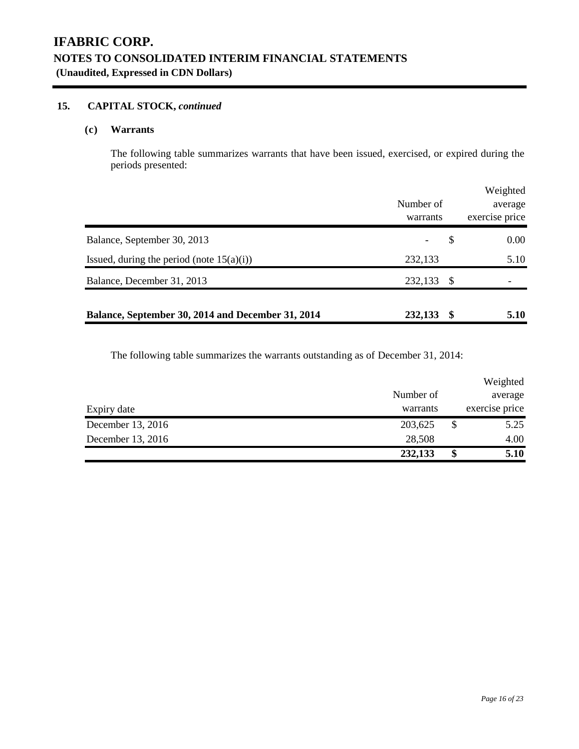# IFABRIC CORP.

## NOTES TO CONSOLIDATED INTERIM FINANCIAL STATEMENTS

**(Unaudited, Expressed in CDN Dollars)**

### 15. CAPITAL STOCK, *continued*

#### (c) Warrants

The following table summarizes warrants that have been issued, exercised, or expired during the periods presented:

| | Number of warrants | | Weighted average exercise price |
|---|---|---|---|
| Balance, September 30, 2013 | - | $ | 0.00 |
| Issued, during the period (note 15(a)(i)) | 232,133 | | 5.10 |
| Balance, December 31, 2013 | 232,133 | $ | - |
| **Balance, September 30, 2014 and December 31, 2014** | **232,133** | **$** | **5.10** |

The following table summarizes the warrants outstanding as of December 31, 2014:

| Expiry date | Number of warrants | | Weighted average exercise price |
|---|---|---|---|
| December 13, 2016 | 203,625 | $ | 5.25 |
| December 13, 2016 | 28,508 | | 4.00 |
| | **232,133** | **$** | **5.10** |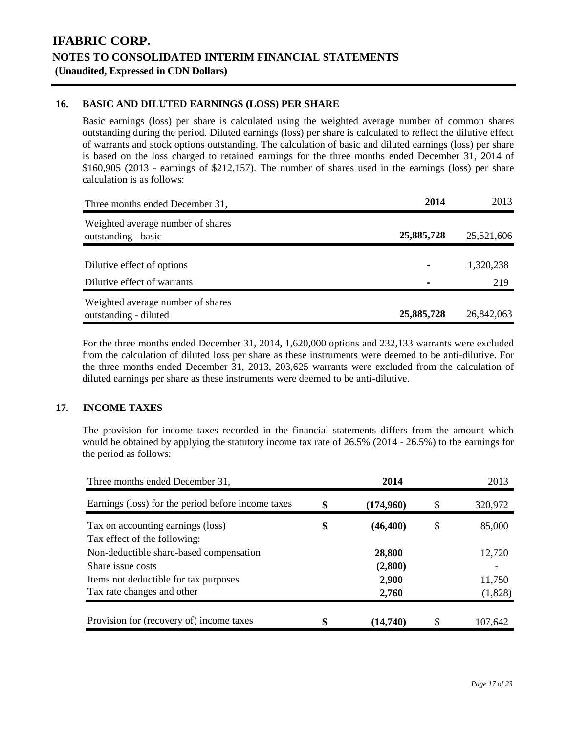# IFABRIC CORP.

## NOTES TO CONSOLIDATED INTERIM FINANCIAL STATEMENTS

**(Unaudited, Expressed in CDN Dollars)**

### 16. BASIC AND DILUTED EARNINGS (LOSS) PER SHARE

Basic earnings (loss) per share is calculated using the weighted average number of common shares outstanding during the period. Diluted earnings (loss) per share is calculated to reflect the dilutive effect of warrants and stock options outstanding. The calculation of basic and diluted earnings (loss) per share is based on the loss charged to retained earnings for the three months ended December 31, 2014 of $160,905 (2013 - earnings of $212,157). The number of shares used in the earnings (loss) per share calculation is as follows:

| Three months ended December 31, | **2014** | 2013 |
|---|---|---|
| Weighted average number of shares outstanding - basic | **25,885,728** | 25,521,606 |
| Dilutive effect of options | **-** | 1,320,238 |
| Dilutive effect of warrants | **-** | 219 |
| Weighted average number of shares outstanding - diluted | **25,885,728** | 26,842,063 |

For the three months ended December 31, 2014, 1,620,000 options and 232,133 warrants were excluded from the calculation of diluted loss per share as these instruments were deemed to be anti-dilutive. For the three months ended December 31, 2013, 203,625 warrants were excluded from the calculation of diluted earnings per share as these instruments were deemed to be anti-dilutive.

### 17. INCOME TAXES

The provision for income taxes recorded in the financial statements differs from the amount which would be obtained by applying the statutory income tax rate of 26.5% (2014 - 26.5%) to the earnings for the period as follows:

| Three months ended December 31, | **2014** | 2013 |
|---|---|---|
| Earnings (loss) for the period before income taxes | **$ (174,960)** | $ 320,972 |
| Tax on accounting earnings (loss) | **$ (46,400)** | $ 85,000 |
| Tax effect of the following: | | |
| Non-deductible share-based compensation | **28,800** | 12,720 |
| Share issue costs | **(2,800)** | - |
| Items not deductible for tax purposes | **2,900** | 11,750 |
| Tax rate changes and other | **2,760** | (1,828) |
| Provision for (recovery of) income taxes | **$ (14,740)** | $ 107,642 |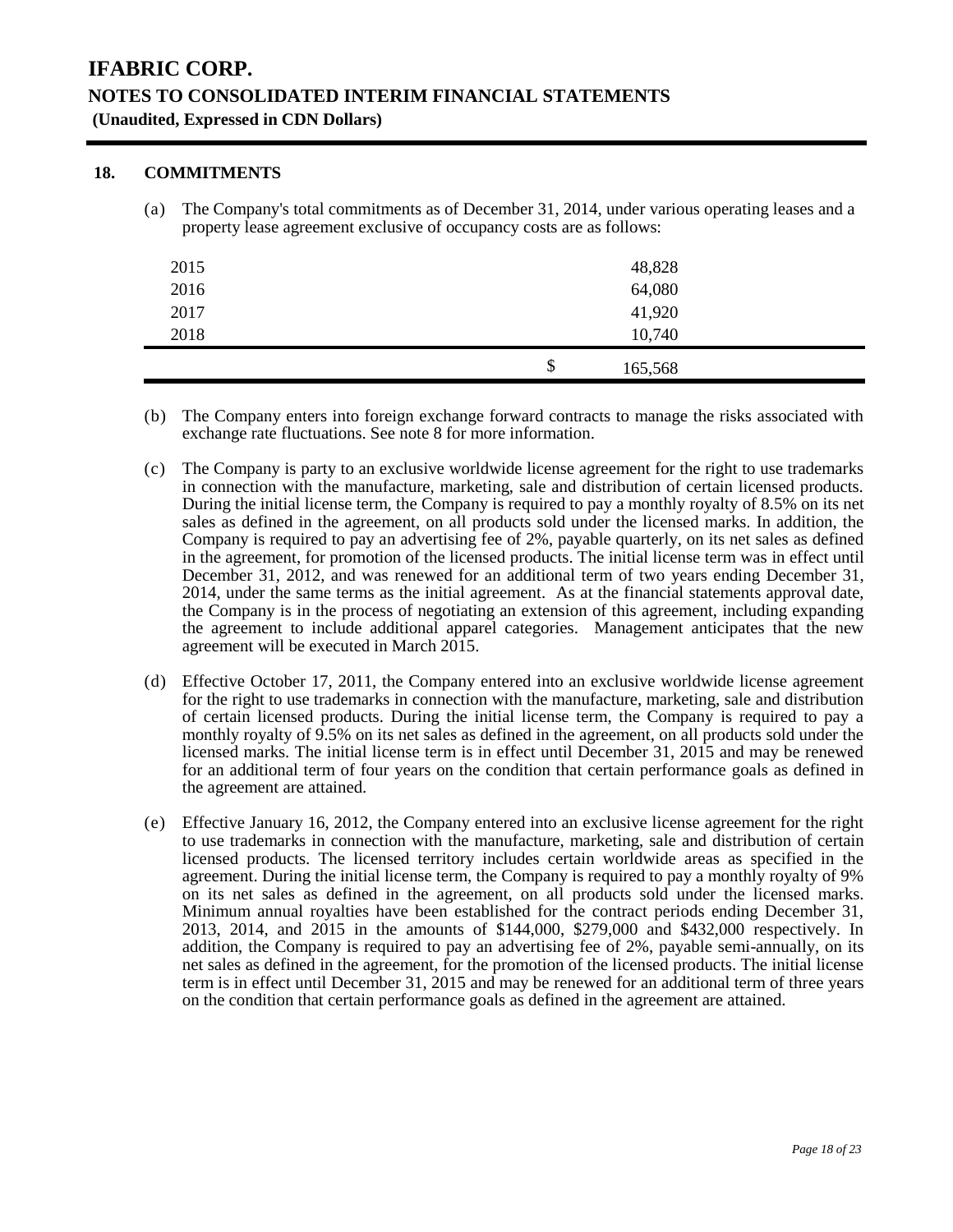# IFABRIC CORP.

## NOTES TO CONSOLIDATED INTERIM FINANCIAL STATEMENTS

**(Unaudited, Expressed in CDN Dollars)**

### 18. COMMITMENTS

(a) The Company's total commitments as of December 31, 2014, under various operating leases and a property lease agreement exclusive of occupancy costs are as follows:

| | | |
|---|---|---|
| 2015 | | 48,828 |
| 2016 | | 64,080 |
| 2017 | | 41,920 |
| 2018 | | 10,740 |
| | $ | 165,568 |

(b) The Company enters into foreign exchange forward contracts to manage the risks associated with exchange rate fluctuations. See note 8 for more information.

(c) The Company is party to an exclusive worldwide license agreement for the right to use trademarks in connection with the manufacture, marketing, sale and distribution of certain licensed products. During the initial license term, the Company is required to pay a monthly royalty of 8.5% on its net sales as defined in the agreement, on all products sold under the licensed marks. In addition, the Company is required to pay an advertising fee of 2%, payable quarterly, on its net sales as defined in the agreement, for promotion of the licensed products. The initial license term was in effect until December 31, 2012, and was renewed for an additional term of two years ending December 31, 2014, under the same terms as the initial agreement. As at the financial statements approval date, the Company is in the process of negotiating an extension of this agreement, including expanding the agreement to include additional apparel categories. Management anticipates that the new agreement will be executed in March 2015.

(d) Effective October 17, 2011, the Company entered into an exclusive worldwide license agreement for the right to use trademarks in connection with the manufacture, marketing, sale and distribution of certain licensed products. During the initial license term, the Company is required to pay a monthly royalty of 9.5% on its net sales as defined in the agreement, on all products sold under the licensed marks. The initial license term is in effect until December 31, 2015 and may be renewed for an additional term of four years on the condition that certain performance goals as defined in the agreement are attained.

(e) Effective January 16, 2012, the Company entered into an exclusive license agreement for the right to use trademarks in connection with the manufacture, marketing, sale and distribution of certain licensed products. The licensed territory includes certain worldwide areas as specified in the agreement. During the initial license term, the Company is required to pay a monthly royalty of 9% on its net sales as defined in the agreement, on all products sold under the licensed marks. Minimum annual royalties have been established for the contract periods ending December 31, 2013, 2014, and 2015 in the amounts of $144,000, $279,000 and $432,000 respectively. In addition, the Company is required to pay an advertising fee of 2%, payable semi-annually, on its net sales as defined in the agreement, for the promotion of the licensed products. The initial license term is in effect until December 31, 2015 and may be renewed for an additional term of three years on the condition that certain performance goals as defined in the agreement are attained.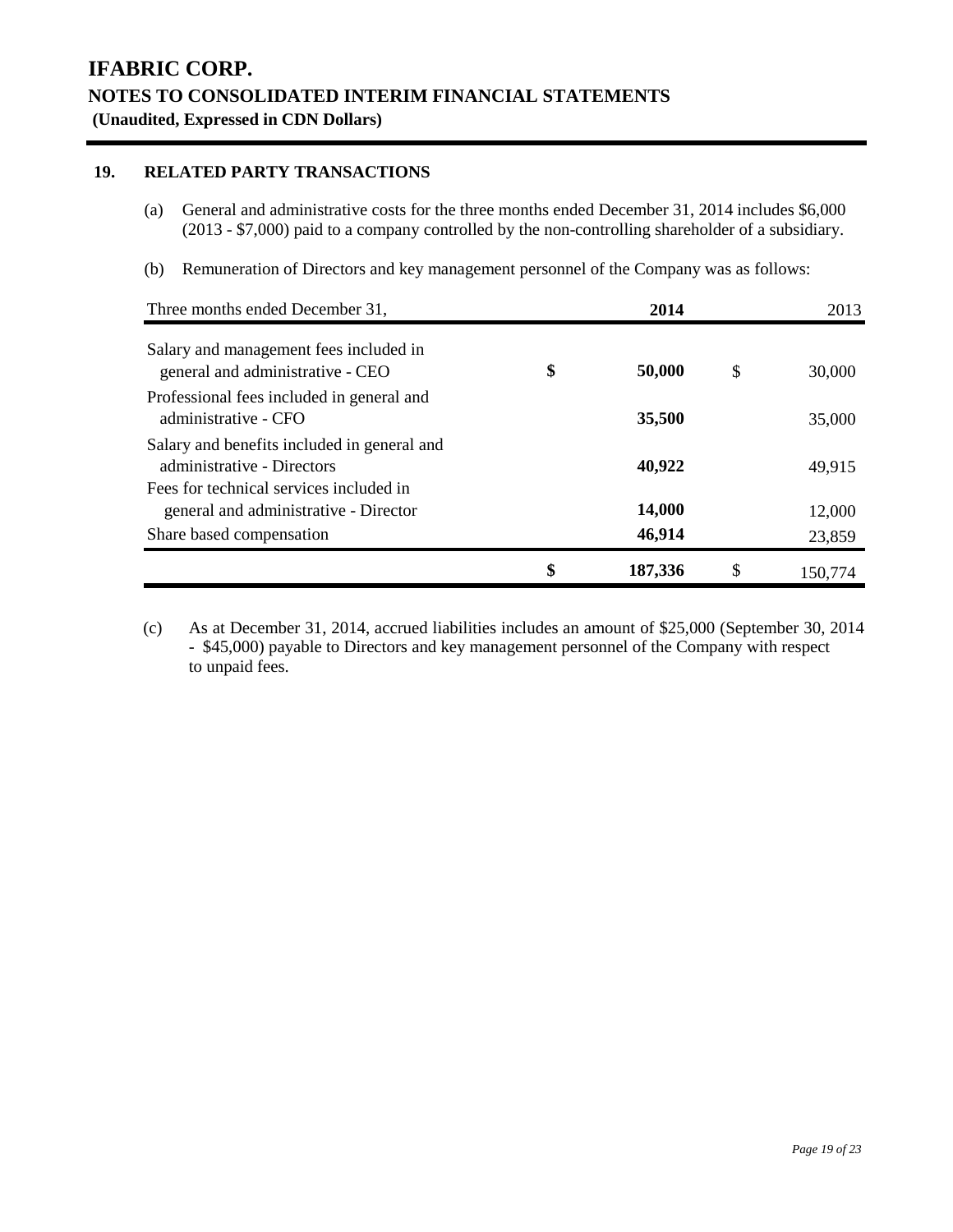# IFABRIC CORP.

## NOTES TO CONSOLIDATED INTERIM FINANCIAL STATEMENTS

**(Unaudited, Expressed in CDN Dollars)**

### 19. RELATED PARTY TRANSACTIONS

(a) General and administrative costs for the three months ended December 31, 2014 includes $6,000 (2013 - $7,000) paid to a company controlled by the non-controlling shareholder of a subsidiary.

(b) Remuneration of Directors and key management personnel of the Company was as follows:

| Three months ended December 31, | | **2014** | | 2013 |
|---|---|---|---|---|
| Salary and management fees included in general and administrative - CEO | **$** | **50,000** | $ | 30,000 |
| Professional fees included in general and administrative - CFO | | **35,500** | | 35,000 |
| Salary and benefits included in general and administrative - Directors | | **40,922** | | 49,915 |
| Fees for technical services included in general and administrative - Director | | **14,000** | | 12,000 |
| Share based compensation | | **46,914** | | 23,859 |
| | **$** | **187,336** | $ | 150,774 |

(c) As at December 31, 2014, accrued liabilities includes an amount of $25,000 (September 30, 2014 - $45,000) payable to Directors and key management personnel of the Company with respect to unpaid fees.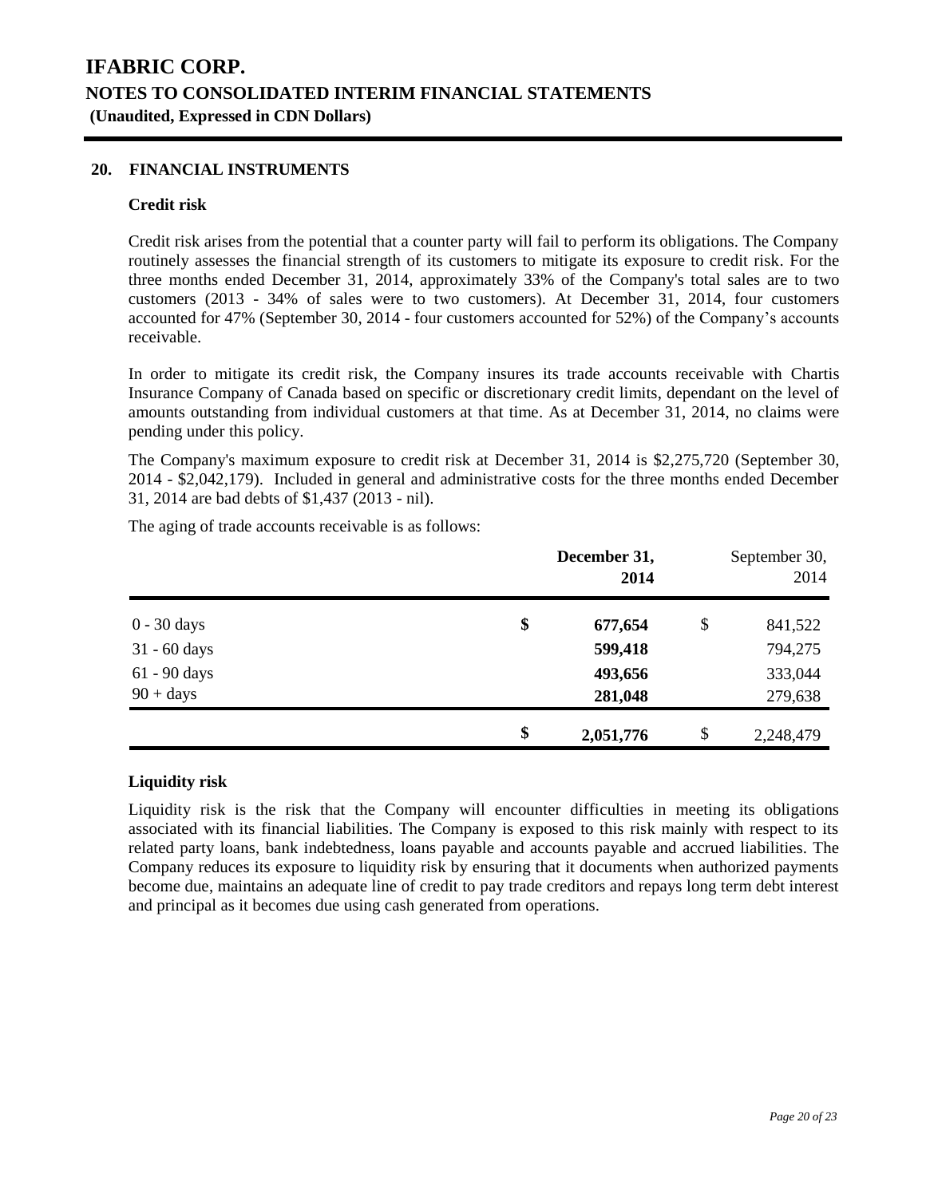# IFABRIC CORP.
## NOTES TO CONSOLIDATED INTERIM FINANCIAL STATEMENTS
**(Unaudited, Expressed in CDN Dollars)**

### 20. FINANCIAL INSTRUMENTS

**Credit risk**

Credit risk arises from the potential that a counter party will fail to perform its obligations. The Company routinely assesses the financial strength of its customers to mitigate its exposure to credit risk. For the three months ended December 31, 2014, approximately 33% of the Company's total sales are to two customers (2013 - 34% of sales were to two customers). At December 31, 2014, four customers accounted for 47% (September 30, 2014 - four customers accounted for 52%) of the Company's accounts receivable.

In order to mitigate its credit risk, the Company insures its trade accounts receivable with Chartis Insurance Company of Canada based on specific or discretionary credit limits, dependant on the level of amounts outstanding from individual customers at that time. As at December 31, 2014, no claims were pending under this policy.

The Company's maximum exposure to credit risk at December 31, 2014 is $2,275,720 (September 30, 2014 - $2,042,179). Included in general and administrative costs for the three months ended December 31, 2014 are bad debts of $1,437 (2013 - nil).

The aging of trade accounts receivable is as follows:

| | December 31, 2014 | September 30, 2014 |
|---|---|---|
| 0 - 30 days | **$ 677,654** | $ 841,522 |
| 31 - 60 days | **599,418** | 794,275 |
| 61 - 90 days | **493,656** | 333,044 |
| 90 + days | **281,048** | 279,638 |
| | **$ 2,051,776** | $ 2,248,479 |

**Liquidity risk**

Liquidity risk is the risk that the Company will encounter difficulties in meeting its obligations associated with its financial liabilities. The Company is exposed to this risk mainly with respect to its related party loans, bank indebtedness, loans payable and accounts payable and accrued liabilities. The Company reduces its exposure to liquidity risk by ensuring that it documents when authorized payments become due, maintains an adequate line of credit to pay trade creditors and repays long term debt interest and principal as it becomes due using cash generated from operations.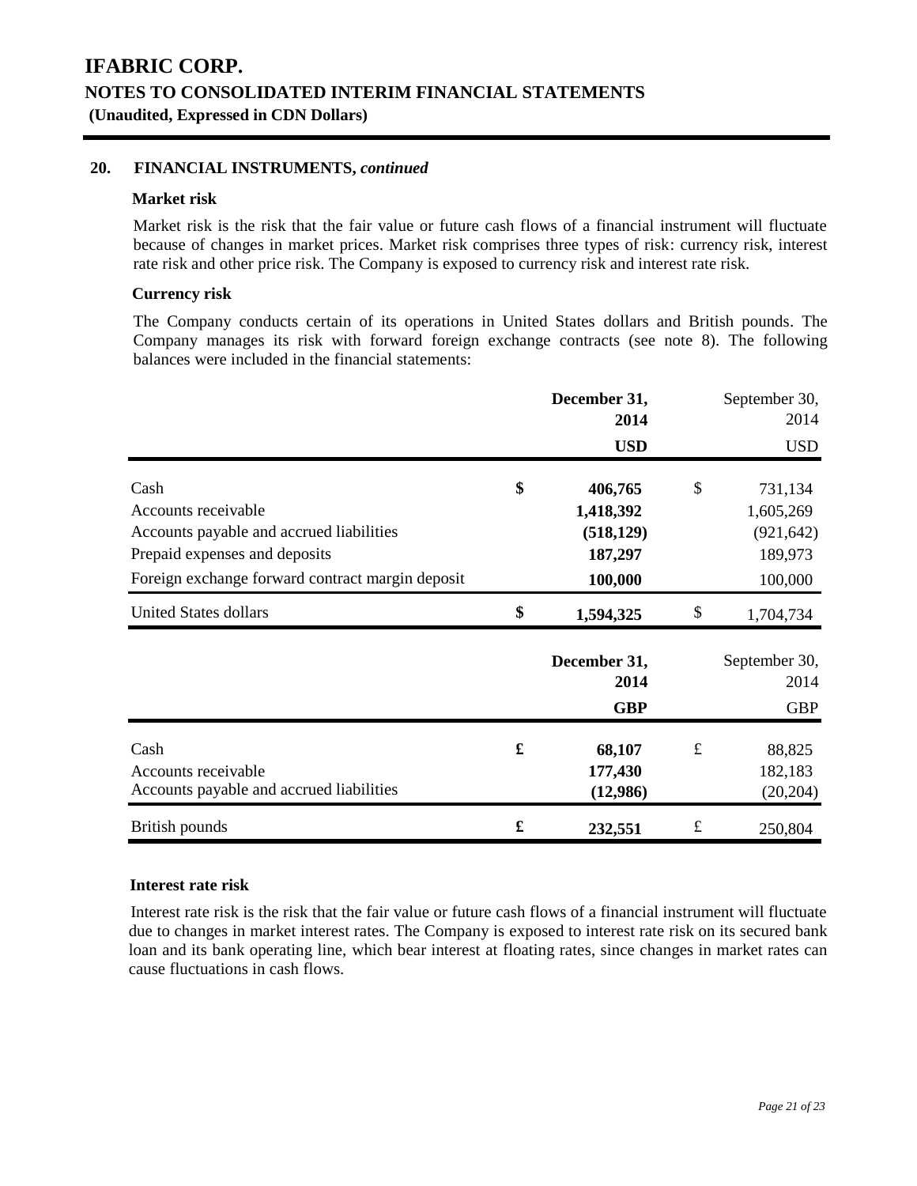# IFABRIC CORP.

## NOTES TO CONSOLIDATED INTERIM FINANCIAL STATEMENTS

**(Unaudited, Expressed in CDN Dollars)**

### 20. FINANCIAL INSTRUMENTS, *continued*

**Market risk**

Market risk is the risk that the fair value or future cash flows of a financial instrument will fluctuate because of changes in market prices. Market risk comprises three types of risk: currency risk, interest rate risk and other price risk. The Company is exposed to currency risk and interest rate risk.

**Currency risk**

The Company conducts certain of its operations in United States dollars and British pounds. The Company manages its risk with forward foreign exchange contracts (see note 8). The following balances were included in the financial statements:

| | **December 31, 2014** | September 30, 2014 |
|---|---|---|
| | **USD** | USD |
| Cash | **$ 406,765** | $ 731,134 |
| Accounts receivable | **1,418,392** | 1,605,269 |
| Accounts payable and accrued liabilities | **(518,129)** | (921,642) |
| Prepaid expenses and deposits | **187,297** | 189,973 |
| Foreign exchange forward contract margin deposit | **100,000** | 100,000 |
| United States dollars | **$ 1,594,325** | $ 1,704,734 |

| | **December 31, 2014** | September 30, 2014 |
|---|---|---|
| | **GBP** | GBP |
| Cash | **£ 68,107** | £ 88,825 |
| Accounts receivable | **177,430** | 182,183 |
| Accounts payable and accrued liabilities | **(12,986)** | (20,204) |
| British pounds | **£ 232,551** | £ 250,804 |

**Interest rate risk**

Interest rate risk is the risk that the fair value or future cash flows of a financial instrument will fluctuate due to changes in market interest rates. The Company is exposed to interest rate risk on its secured bank loan and its bank operating line, which bear interest at floating rates, since changes in market rates can cause fluctuations in cash flows.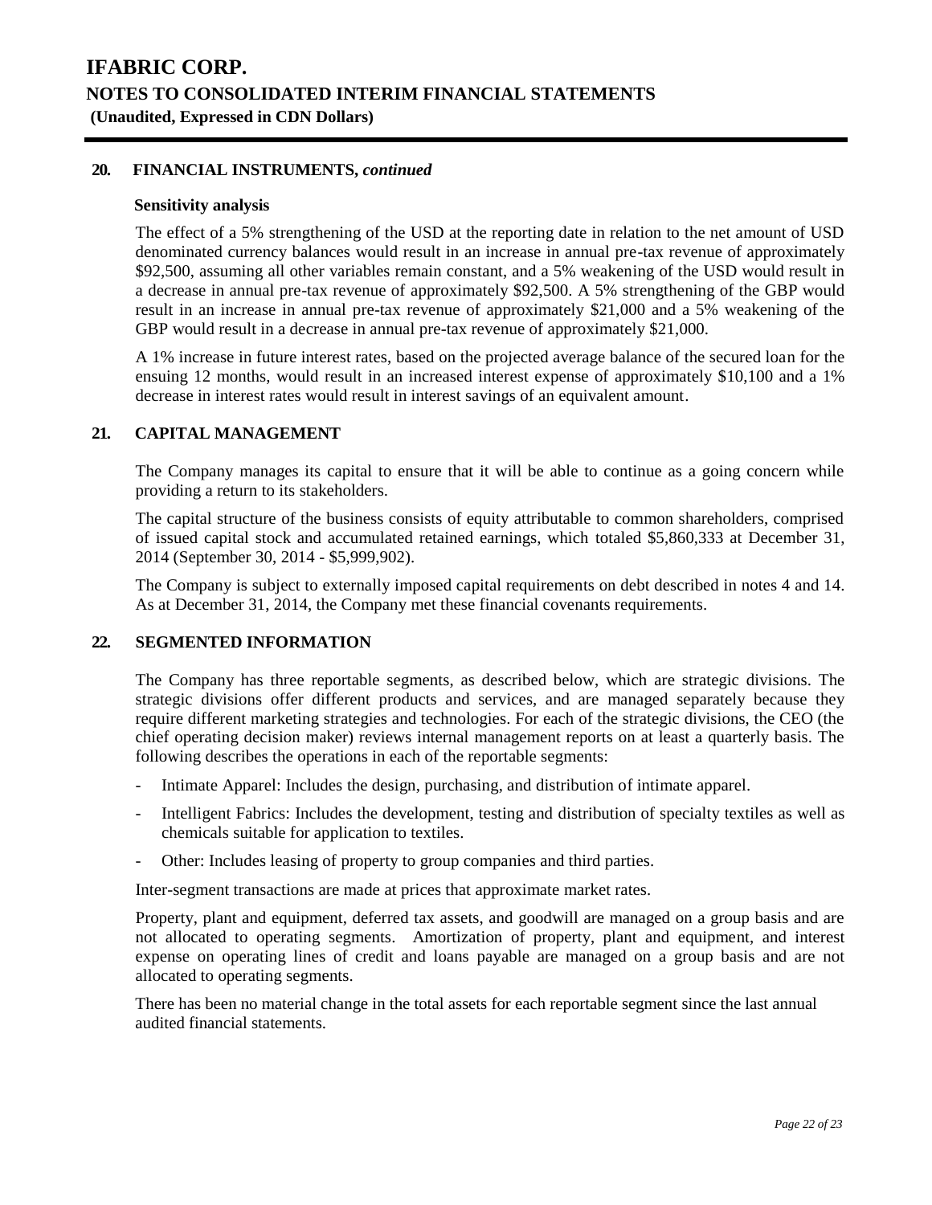## 20. FINANCIAL INSTRUMENTS, *continued*

### Sensitivity analysis

The effect of a 5% strengthening of the USD at the reporting date in relation to the net amount of USD denominated currency balances would result in an increase in annual pre-tax revenue of approximately $92,500, assuming all other variables remain constant, and a 5% weakening of the USD would result in a decrease in annual pre-tax revenue of approximately $92,500. A 5% strengthening of the GBP would result in an increase in annual pre-tax revenue of approximately $21,000 and a 5% weakening of the GBP would result in a decrease in annual pre-tax revenue of approximately $21,000.

A 1% increase in future interest rates, based on the projected average balance of the secured loan for the ensuing 12 months, would result in an increased interest expense of approximately $10,100 and a 1% decrease in interest rates would result in interest savings of an equivalent amount.

## 21. CAPITAL MANAGEMENT

The Company manages its capital to ensure that it will be able to continue as a going concern while providing a return to its stakeholders.

The capital structure of the business consists of equity attributable to common shareholders, comprised of issued capital stock and accumulated retained earnings, which totaled $5,860,333 at December 31, 2014 (September 30, 2014 - $5,999,902).

The Company is subject to externally imposed capital requirements on debt described in notes 4 and 14. As at December 31, 2014, the Company met these financial covenants requirements.

## 22. SEGMENTED INFORMATION

The Company has three reportable segments, as described below, which are strategic divisions. The strategic divisions offer different products and services, and are managed separately because they require different marketing strategies and technologies. For each of the strategic divisions, the CEO (the chief operating decision maker) reviews internal management reports on at least a quarterly basis. The following describes the operations in each of the reportable segments:

- Intimate Apparel: Includes the design, purchasing, and distribution of intimate apparel.
- Intelligent Fabrics: Includes the development, testing and distribution of specialty textiles as well as chemicals suitable for application to textiles.
- Other: Includes leasing of property to group companies and third parties.

Inter-segment transactions are made at prices that approximate market rates.

Property, plant and equipment, deferred tax assets, and goodwill are managed on a group basis and are not allocated to operating segments. Amortization of property, plant and equipment, and interest expense on operating lines of credit and loans payable are managed on a group basis and are not allocated to operating segments.

There has been no material change in the total assets for each reportable segment since the last annual audited financial statements.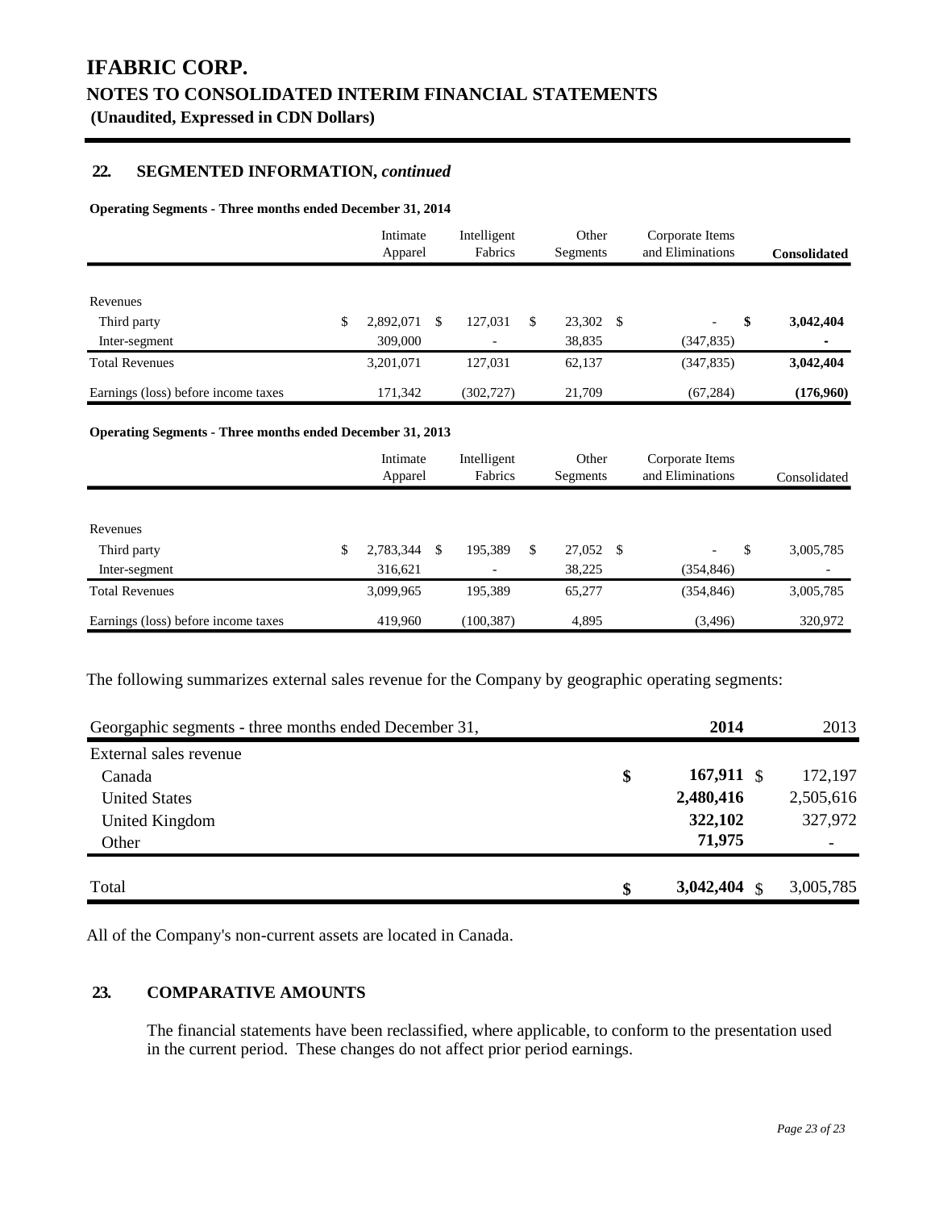# IFABRIC CORP.
## NOTES TO CONSOLIDATED INTERIM FINANCIAL STATEMENTS
**(Unaudited, Expressed in CDN Dollars)**

### 22. SEGMENTED INFORMATION, *continued*

**Operating Segments - Three months ended December 31, 2014**

| | Intimate Apparel | Intelligent Fabrics | Other Segments | Corporate Items and Eliminations | **Consolidated** |
|---|---|---|---|---|---|
| Revenues | | | | | |
| Third party | $ 2,892,071 | $ 127,031 | $ 23,302 | $ - | **$ 3,042,404** |
| Inter-segment | 309,000 | - | 38,835 | (347,835) | **-** |
| Total Revenues | 3,201,071 | 127,031 | 62,137 | (347,835) | **3,042,404** |
| Earnings (loss) before income taxes | 171,342 | (302,727) | 21,709 | (67,284) | **(176,960)** |

**Operating Segments - Three months ended December 31, 2013**

| | Intimate Apparel | Intelligent Fabrics | Other Segments | Corporate Items and Eliminations | Consolidated |
|---|---|---|---|---|---|
| Revenues | | | | | |
| Third party | $ 2,783,344 | $ 195,389 | $ 27,052 | $ - | $ 3,005,785 |
| Inter-segment | 316,621 | - | 38,225 | (354,846) | - |
| Total Revenues | 3,099,965 | 195,389 | 65,277 | (354,846) | 3,005,785 |
| Earnings (loss) before income taxes | 419,960 | (100,387) | 4,895 | (3,496) | 320,972 |

The following summarizes external sales revenue for the Company by geographic operating segments:

| Georgaphic segments - three months ended December 31, | **2014** | 2013 |
|---|---|---|
| External sales revenue | | |
| Canada | **$ 167,911** | $ 172,197 |
| United States | **2,480,416** | 2,505,616 |
| United Kingdom | **322,102** | 327,972 |
| Other | **71,975** | - |
| Total | **$ 3,042,404** | $ 3,005,785 |

All of the Company's non-current assets are located in Canada.

### 23. COMPARATIVE AMOUNTS

The financial statements have been reclassified, where applicable, to conform to the presentation used in the current period. These changes do not affect prior period earnings.